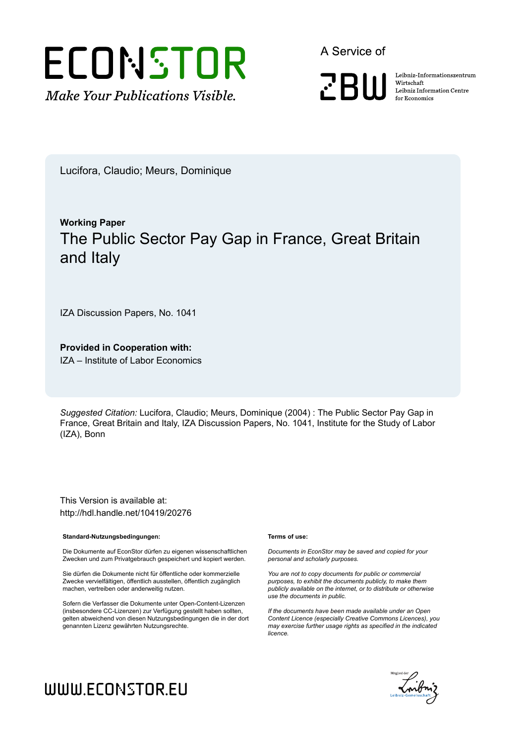ECONSTOR

*Make Your Publications Visible.*

A Service of

ZBW

Leibniz-Informationszentrum Wirtschaft
Leibniz Information Centre for Economics

Lucifora, Claudio; Meurs, Dominique

**Working Paper**

# The Public Sector Pay Gap in France, Great Britain and Italy

IZA Discussion Papers, No. 1041

**Provided in Cooperation with:**
IZA – Institute of Labor Economics

*Suggested Citation:* Lucifora, Claudio; Meurs, Dominique (2004) : The Public Sector Pay Gap in France, Great Britain and Italy, IZA Discussion Papers, No. 1041, Institute for the Study of Labor (IZA), Bonn

This Version is available at:
http://hdl.handle.net/10419/20276

**Standard-Nutzungsbedingungen:**

Die Dokumente auf EconStor dürfen zu eigenen wissenschaftlichen Zwecken und zum Privatgebrauch gespeichert und kopiert werden.

Sie dürfen die Dokumente nicht für öffentliche oder kommerzielle Zwecke vervielfältigen, öffentlich ausstellen, öffentlich zugänglich machen, vertreiben oder anderweitig nutzen.

Sofern die Verfasser die Dokumente unter Open-Content-Lizenzen (insbesondere CC-Lizenzen) zur Verfügung gestellt haben sollten, gelten abweichend von diesen Nutzungsbedingungen die in der dort genannten Lizenz gewährten Nutzungsrechte.

**Terms of use:**

*Documents in EconStor may be saved and copied for your personal and scholarly purposes.*

*You are not to copy documents for public or commercial purposes, to exhibit the documents publicly, to make them publicly available on the internet, or to distribute or otherwise use the documents in public.*

*If the documents have been made available under an Open Content Licence (especially Creative Commons Licences), you may exercise further usage rights as specified in the indicated licence.*

WWW.ECONSTOR.EU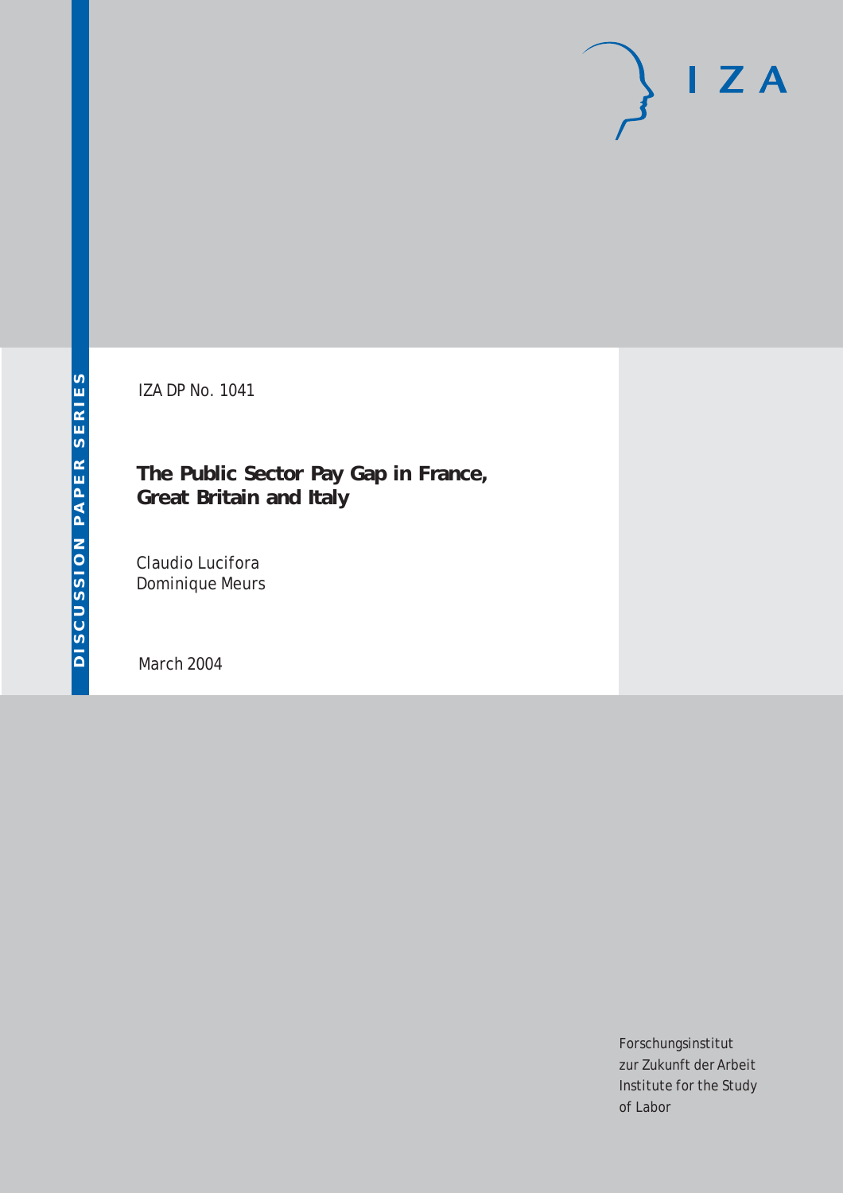IZA DP No. 1041

# The Public Sector Pay Gap in France, Great Britain and Italy

Claudio Lucifora
Dominique Meurs

March 2004

Forschungsinstitut
zur Zukunft der Arbeit
Institute for the Study
of Labor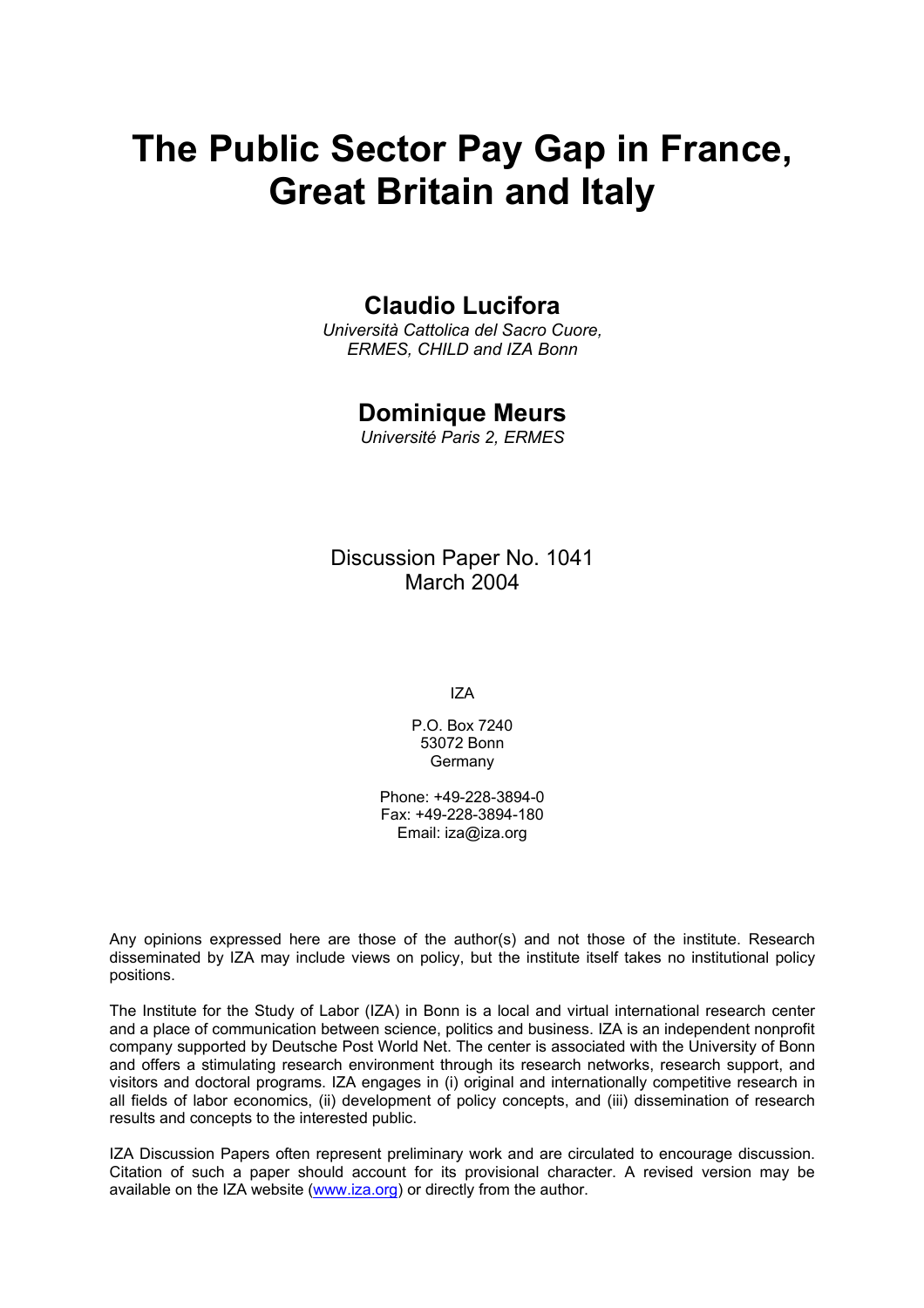# The Public Sector Pay Gap in France, Great Britain and Italy

## Claudio Lucifora

*Università Cattolica del Sacro Cuore, ERMES, CHILD and IZA Bonn*

## Dominique Meurs

*Université Paris 2, ERMES*

Discussion Paper No. 1041
March 2004

IZA

P.O. Box 7240
53072 Bonn
Germany

Phone: +49-228-3894-0
Fax: +49-228-3894-180
Email: iza@iza.org

Any opinions expressed here are those of the author(s) and not those of the institute. Research disseminated by IZA may include views on policy, but the institute itself takes no institutional policy positions.

The Institute for the Study of Labor (IZA) in Bonn is a local and virtual international research center and a place of communication between science, politics and business. IZA is an independent nonprofit company supported by Deutsche Post World Net. The center is associated with the University of Bonn and offers a stimulating research environment through its research networks, research support, and visitors and doctoral programs. IZA engages in (i) original and internationally competitive research in all fields of labor economics, (ii) development of policy concepts, and (iii) dissemination of research results and concepts to the interested public.

IZA Discussion Papers often represent preliminary work and are circulated to encourage discussion. Citation of such a paper should account for its provisional character. A revised version may be available on the IZA website (www.iza.org) or directly from the author.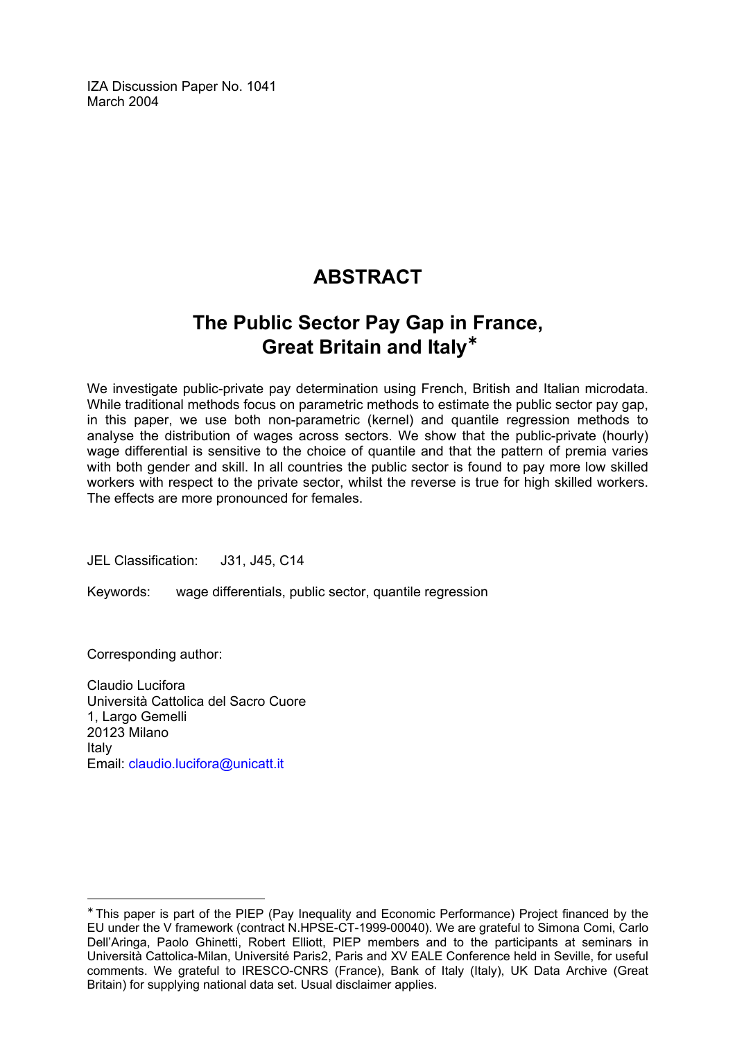IZA Discussion Paper No. 1041
March 2004

# ABSTRACT

## The Public Sector Pay Gap in France, Great Britain and Italy[∗]

We investigate public-private pay determination using French, British and Italian microdata. While traditional methods focus on parametric methods to estimate the public sector pay gap, in this paper, we use both non-parametric (kernel) and quantile regression methods to analyse the distribution of wages across sectors. We show that the public-private (hourly) wage differential is sensitive to the choice of quantile and that the pattern of premia varies with both gender and skill. In all countries the public sector is found to pay more low skilled workers with respect to the private sector, whilst the reverse is true for high skilled workers. The effects are more pronounced for females.

JEL Classification: J31, J45, C14

Keywords: wage differentials, public sector, quantile regression

Corresponding author:

Claudio Lucifora
Università Cattolica del Sacro Cuore
1, Largo Gemelli
20123 Milano
Italy
Email: claudio.lucifora@unicatt.it

---

[∗] This paper is part of the PIEP (Pay Inequality and Economic Performance) Project financed by the EU under the V framework (contract N.HPSE-CT-1999-00040). We are grateful to Simona Comi, Carlo Dell'Aringa, Paolo Ghinetti, Robert Elliott, PIEP members and to the participants at seminars in Università Cattolica-Milan, Université Paris2, Paris and XV EALE Conference held in Seville, for useful comments. We grateful to IRESCO-CNRS (France), Bank of Italy (Italy), UK Data Archive (Great Britain) for supplying national data set. Usual disclaimer applies.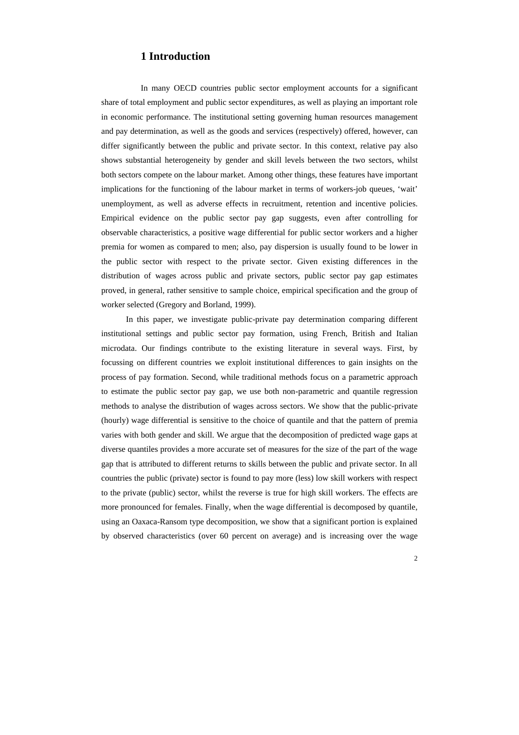# 1 Introduction

In many OECD countries public sector employment accounts for a significant share of total employment and public sector expenditures, as well as playing an important role in economic performance. The institutional setting governing human resources management and pay determination, as well as the goods and services (respectively) offered, however, can differ significantly between the public and private sector. In this context, relative pay also shows substantial heterogeneity by gender and skill levels between the two sectors, whilst both sectors compete on the labour market. Among other things, these features have important implications for the functioning of the labour market in terms of workers-job queues, 'wait' unemployment, as well as adverse effects in recruitment, retention and incentive policies. Empirical evidence on the public sector pay gap suggests, even after controlling for observable characteristics, a positive wage differential for public sector workers and a higher premia for women as compared to men; also, pay dispersion is usually found to be lower in the public sector with respect to the private sector. Given existing differences in the distribution of wages across public and private sectors, public sector pay gap estimates proved, in general, rather sensitive to sample choice, empirical specification and the group of worker selected (Gregory and Borland, 1999).

In this paper, we investigate public-private pay determination comparing different institutional settings and public sector pay formation, using French, British and Italian microdata. Our findings contribute to the existing literature in several ways. First, by focussing on different countries we exploit institutional differences to gain insights on the process of pay formation. Second, while traditional methods focus on a parametric approach to estimate the public sector pay gap, we use both non-parametric and quantile regression methods to analyse the distribution of wages across sectors. We show that the public-private (hourly) wage differential is sensitive to the choice of quantile and that the pattern of premia varies with both gender and skill. We argue that the decomposition of predicted wage gaps at diverse quantiles provides a more accurate set of measures for the size of the part of the wage gap that is attributed to different returns to skills between the public and private sector. In all countries the public (private) sector is found to pay more (less) low skill workers with respect to the private (public) sector, whilst the reverse is true for high skill workers. The effects are more pronounced for females. Finally, when the wage differential is decomposed by quantile, using an Oaxaca-Ransom type decomposition, we show that a significant portion is explained by observed characteristics (over 60 percent on average) and is increasing over the wage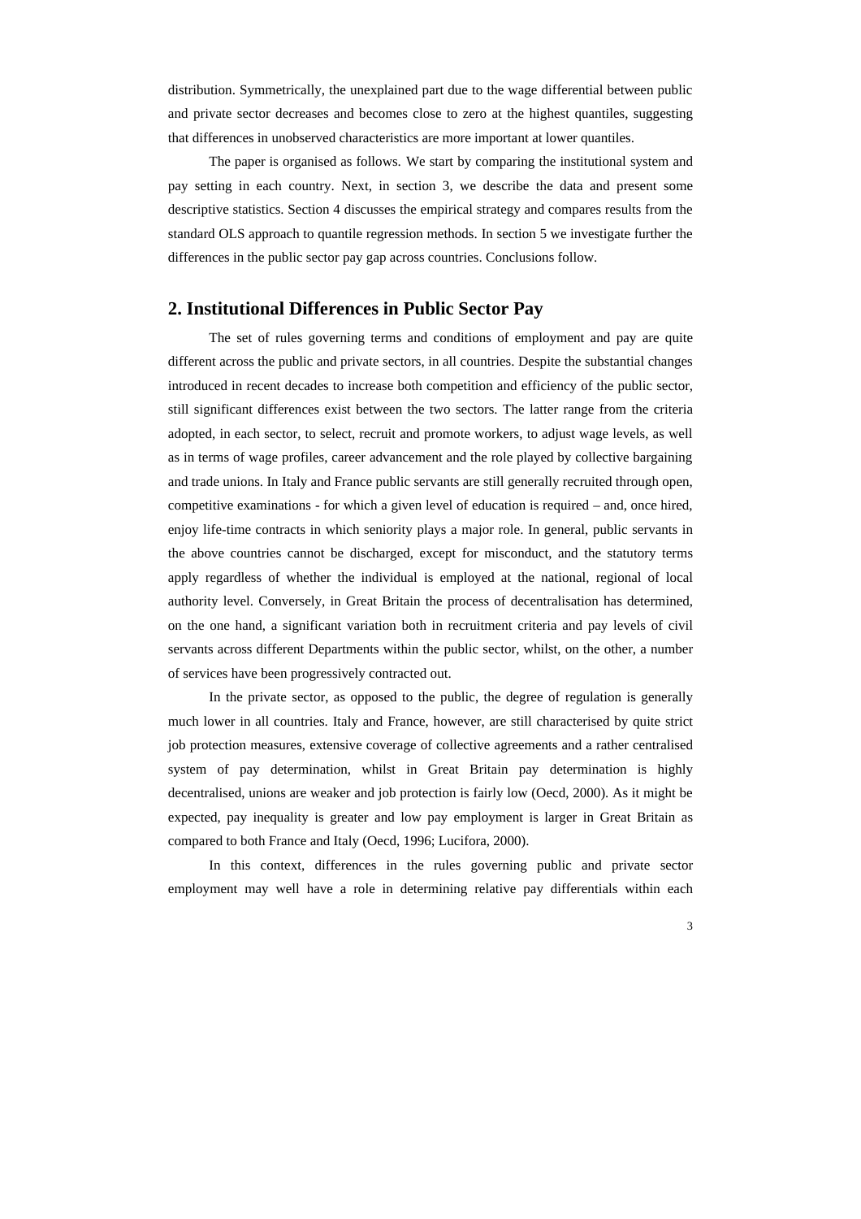distribution. Symmetrically, the unexplained part due to the wage differential between public and private sector decreases and becomes close to zero at the highest quantiles, suggesting that differences in unobserved characteristics are more important at lower quantiles.

The paper is organised as follows. We start by comparing the institutional system and pay setting in each country. Next, in section 3, we describe the data and present some descriptive statistics. Section 4 discusses the empirical strategy and compares results from the standard OLS approach to quantile regression methods. In section 5 we investigate further the differences in the public sector pay gap across countries. Conclusions follow.

## 2. Institutional Differences in Public Sector Pay

The set of rules governing terms and conditions of employment and pay are quite different across the public and private sectors, in all countries. Despite the substantial changes introduced in recent decades to increase both competition and efficiency of the public sector, still significant differences exist between the two sectors. The latter range from the criteria adopted, in each sector, to select, recruit and promote workers, to adjust wage levels, as well as in terms of wage profiles, career advancement and the role played by collective bargaining and trade unions. In Italy and France public servants are still generally recruited through open, competitive examinations - for which a given level of education is required – and, once hired, enjoy life-time contracts in which seniority plays a major role. In general, public servants in the above countries cannot be discharged, except for misconduct, and the statutory terms apply regardless of whether the individual is employed at the national, regional of local authority level. Conversely, in Great Britain the process of decentralisation has determined, on the one hand, a significant variation both in recruitment criteria and pay levels of civil servants across different Departments within the public sector, whilst, on the other, a number of services have been progressively contracted out.

In the private sector, as opposed to the public, the degree of regulation is generally much lower in all countries. Italy and France, however, are still characterised by quite strict job protection measures, extensive coverage of collective agreements and a rather centralised system of pay determination, whilst in Great Britain pay determination is highly decentralised, unions are weaker and job protection is fairly low (Oecd, 2000). As it might be expected, pay inequality is greater and low pay employment is larger in Great Britain as compared to both France and Italy (Oecd, 1996; Lucifora, 2000).

In this context, differences in the rules governing public and private sector employment may well have a role in determining relative pay differentials within each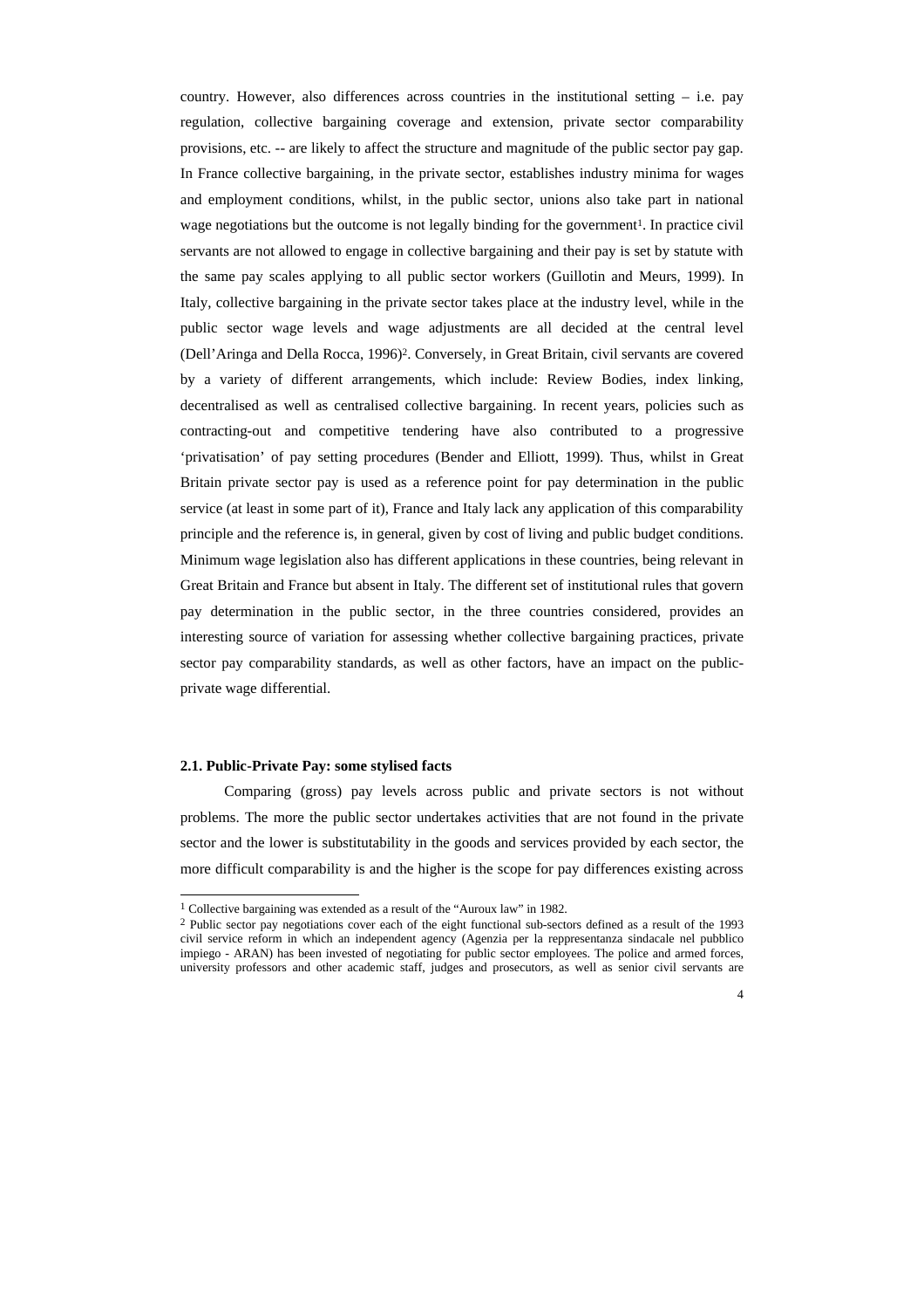country. However, also differences across countries in the institutional setting – i.e. pay regulation, collective bargaining coverage and extension, private sector comparability provisions, etc. -- are likely to affect the structure and magnitude of the public sector pay gap. In France collective bargaining, in the private sector, establishes industry minima for wages and employment conditions, whilst, in the public sector, unions also take part in national wage negotiations but the outcome is not legally binding for the government[1]. In practice civil servants are not allowed to engage in collective bargaining and their pay is set by statute with the same pay scales applying to all public sector workers (Guillotin and Meurs, 1999). In Italy, collective bargaining in the private sector takes place at the industry level, while in the public sector wage levels and wage adjustments are all decided at the central level (Dell'Aringa and Della Rocca, 1996)[2]. Conversely, in Great Britain, civil servants are covered by a variety of different arrangements, which include: Review Bodies, index linking, decentralised as well as centralised collective bargaining. In recent years, policies such as contracting-out and competitive tendering have also contributed to a progressive 'privatisation' of pay setting procedures (Bender and Elliott, 1999). Thus, whilst in Great Britain private sector pay is used as a reference point for pay determination in the public service (at least in some part of it), France and Italy lack any application of this comparability principle and the reference is, in general, given by cost of living and public budget conditions. Minimum wage legislation also has different applications in these countries, being relevant in Great Britain and France but absent in Italy. The different set of institutional rules that govern pay determination in the public sector, in the three countries considered, provides an interesting source of variation for assessing whether collective bargaining practices, private sector pay comparability standards, as well as other factors, have an impact on the public-private wage differential.

### 2.1. Public-Private Pay: some stylised facts

Comparing (gross) pay levels across public and private sectors is not without problems. The more the public sector undertakes activities that are not found in the private sector and the lower is substitutability in the goods and services provided by each sector, the more difficult comparability is and the higher is the scope for pay differences existing across

---

[1] Collective bargaining was extended as a result of the "Auroux law" in 1982.

[2] Public sector pay negotiations cover each of the eight functional sub-sectors defined as a result of the 1993 civil service reform in which an independent agency (Agenzia per la reppresentanza sindacale nel pubblico impiego - ARAN) has been invested of negotiating for public sector employees. The police and armed forces, university professors and other academic staff, judges and prosecutors, as well as senior civil servants are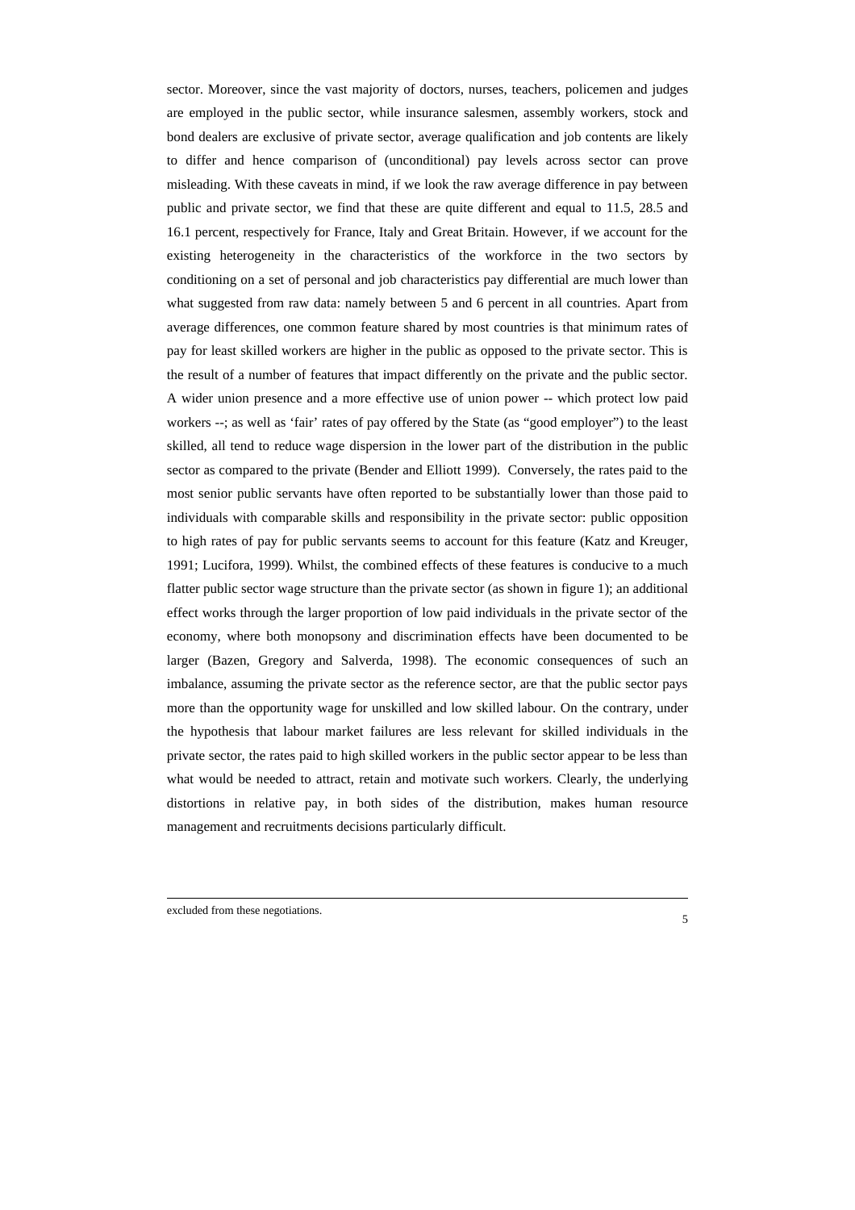sector. Moreover, since the vast majority of doctors, nurses, teachers, policemen and judges are employed in the public sector, while insurance salesmen, assembly workers, stock and bond dealers are exclusive of private sector, average qualification and job contents are likely to differ and hence comparison of (unconditional) pay levels across sector can prove misleading. With these caveats in mind, if we look the raw average difference in pay between public and private sector, we find that these are quite different and equal to 11.5, 28.5 and 16.1 percent, respectively for France, Italy and Great Britain. However, if we account for the existing heterogeneity in the characteristics of the workforce in the two sectors by conditioning on a set of personal and job characteristics pay differential are much lower than what suggested from raw data: namely between 5 and 6 percent in all countries. Apart from average differences, one common feature shared by most countries is that minimum rates of pay for least skilled workers are higher in the public as opposed to the private sector. This is the result of a number of features that impact differently on the private and the public sector. A wider union presence and a more effective use of union power -- which protect low paid workers --; as well as 'fair' rates of pay offered by the State (as "good employer") to the least skilled, all tend to reduce wage dispersion in the lower part of the distribution in the public sector as compared to the private (Bender and Elliott 1999). Conversely, the rates paid to the most senior public servants have often reported to be substantially lower than those paid to individuals with comparable skills and responsibility in the private sector: public opposition to high rates of pay for public servants seems to account for this feature (Katz and Kreuger, 1991; Lucifora, 1999). Whilst, the combined effects of these features is conducive to a much flatter public sector wage structure than the private sector (as shown in figure 1); an additional effect works through the larger proportion of low paid individuals in the private sector of the economy, where both monopsony and discrimination effects have been documented to be larger (Bazen, Gregory and Salverda, 1998). The economic consequences of such an imbalance, assuming the private sector as the reference sector, are that the public sector pays more than the opportunity wage for unskilled and low skilled labour. On the contrary, under the hypothesis that labour market failures are less relevant for skilled individuals in the private sector, the rates paid to high skilled workers in the public sector appear to be less than what would be needed to attract, retain and motivate such workers. Clearly, the underlying distortions in relative pay, in both sides of the distribution, makes human resource management and recruitments decisions particularly difficult.

---

excluded from these negotiations.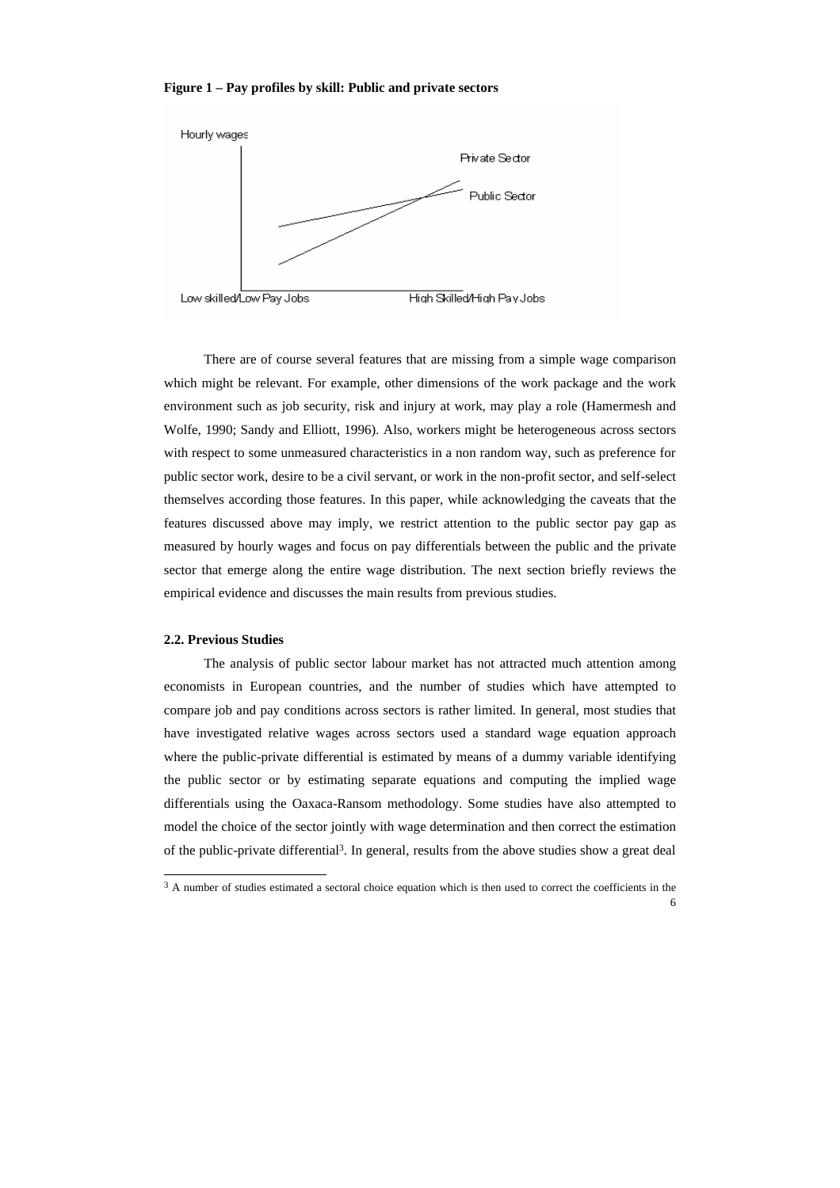**Figure 1 – Pay profiles by skill: Public and private sectors**

There are of course several features that are missing from a simple wage comparison which might be relevant. For example, other dimensions of the work package and the work environment such as job security, risk and injury at work, may play a role (Hamermesh and Wolfe, 1990; Sandy and Elliott, 1996). Also, workers might be heterogeneous across sectors with respect to some unmeasured characteristics in a non random way, such as preference for public sector work, desire to be a civil servant, or work in the non-profit sector, and self-select themselves according those features. In this paper, while acknowledging the caveats that the features discussed above may imply, we restrict attention to the public sector pay gap as measured by hourly wages and focus on pay differentials between the public and the private sector that emerge along the entire wage distribution. The next section briefly reviews the empirical evidence and discusses the main results from previous studies.

### 2.2. Previous Studies

The analysis of public sector labour market has not attracted much attention among economists in European countries, and the number of studies which have attempted to compare job and pay conditions across sectors is rather limited. In general, most studies that have investigated relative wages across sectors used a standard wage equation approach where the public-private differential is estimated by means of a dummy variable identifying the public sector or by estimating separate equations and computing the implied wage differentials using the Oaxaca-Ransom methodology. Some studies have also attempted to model the choice of the sector jointly with wage determination and then correct the estimation of the public-private differential[3]. In general, results from the above studies show a great deal

[3] A number of studies estimated a sectoral choice equation which is then used to correct the coefficients in the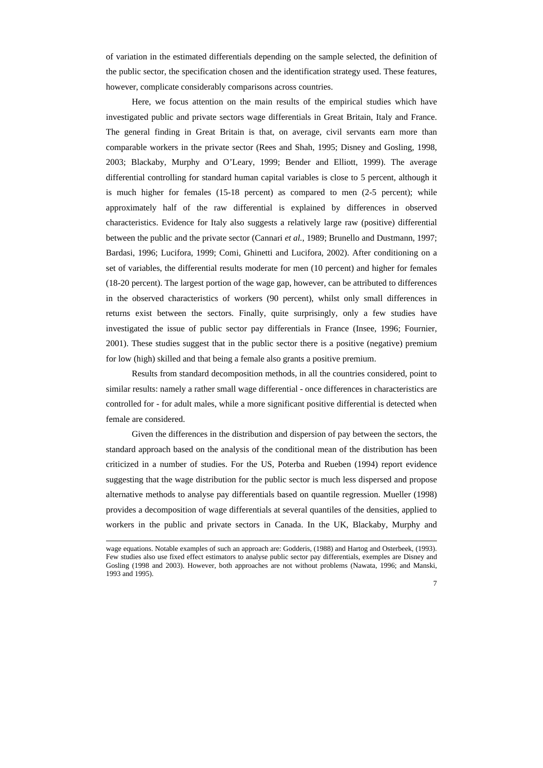of variation in the estimated differentials depending on the sample selected, the definition of the public sector, the specification chosen and the identification strategy used. These features, however, complicate considerably comparisons across countries.

Here, we focus attention on the main results of the empirical studies which have investigated public and private sectors wage differentials in Great Britain, Italy and France. The general finding in Great Britain is that, on average, civil servants earn more than comparable workers in the private sector (Rees and Shah, 1995; Disney and Gosling, 1998, 2003; Blackaby, Murphy and O'Leary, 1999; Bender and Elliott, 1999). The average differential controlling for standard human capital variables is close to 5 percent, although it is much higher for females (15-18 percent) as compared to men (2-5 percent); while approximately half of the raw differential is explained by differences in observed characteristics. Evidence for Italy also suggests a relatively large raw (positive) differential between the public and the private sector (Cannari *et al.*, 1989; Brunello and Dustmann, 1997; Bardasi, 1996; Lucifora, 1999; Comi, Ghinetti and Lucifora, 2002). After conditioning on a set of variables, the differential results moderate for men (10 percent) and higher for females (18-20 percent). The largest portion of the wage gap, however, can be attributed to differences in the observed characteristics of workers (90 percent), whilst only small differences in returns exist between the sectors. Finally, quite surprisingly, only a few studies have investigated the issue of public sector pay differentials in France (Insee, 1996; Fournier, 2001). These studies suggest that in the public sector there is a positive (negative) premium for low (high) skilled and that being a female also grants a positive premium.

Results from standard decomposition methods, in all the countries considered, point to similar results: namely a rather small wage differential - once differences in characteristics are controlled for - for adult males, while a more significant positive differential is detected when female are considered.

Given the differences in the distribution and dispersion of pay between the sectors, the standard approach based on the analysis of the conditional mean of the distribution has been criticized in a number of studies. For the US, Poterba and Rueben (1994) report evidence suggesting that the wage distribution for the public sector is much less dispersed and propose alternative methods to analyse pay differentials based on quantile regression. Mueller (1998) provides a decomposition of wage differentials at several quantiles of the densities, applied to workers in the public and private sectors in Canada. In the UK, Blackaby, Murphy and

---

wage equations. Notable examples of such an approach are: Godderis, (1988) and Hartog and Osterbeek, (1993). Few studies also use fixed effect estimators to analyse public sector pay differentials, exemples are Disney and Gosling (1998 and 2003). However, both approaches are not without problems (Nawata, 1996; and Manski, 1993 and 1995).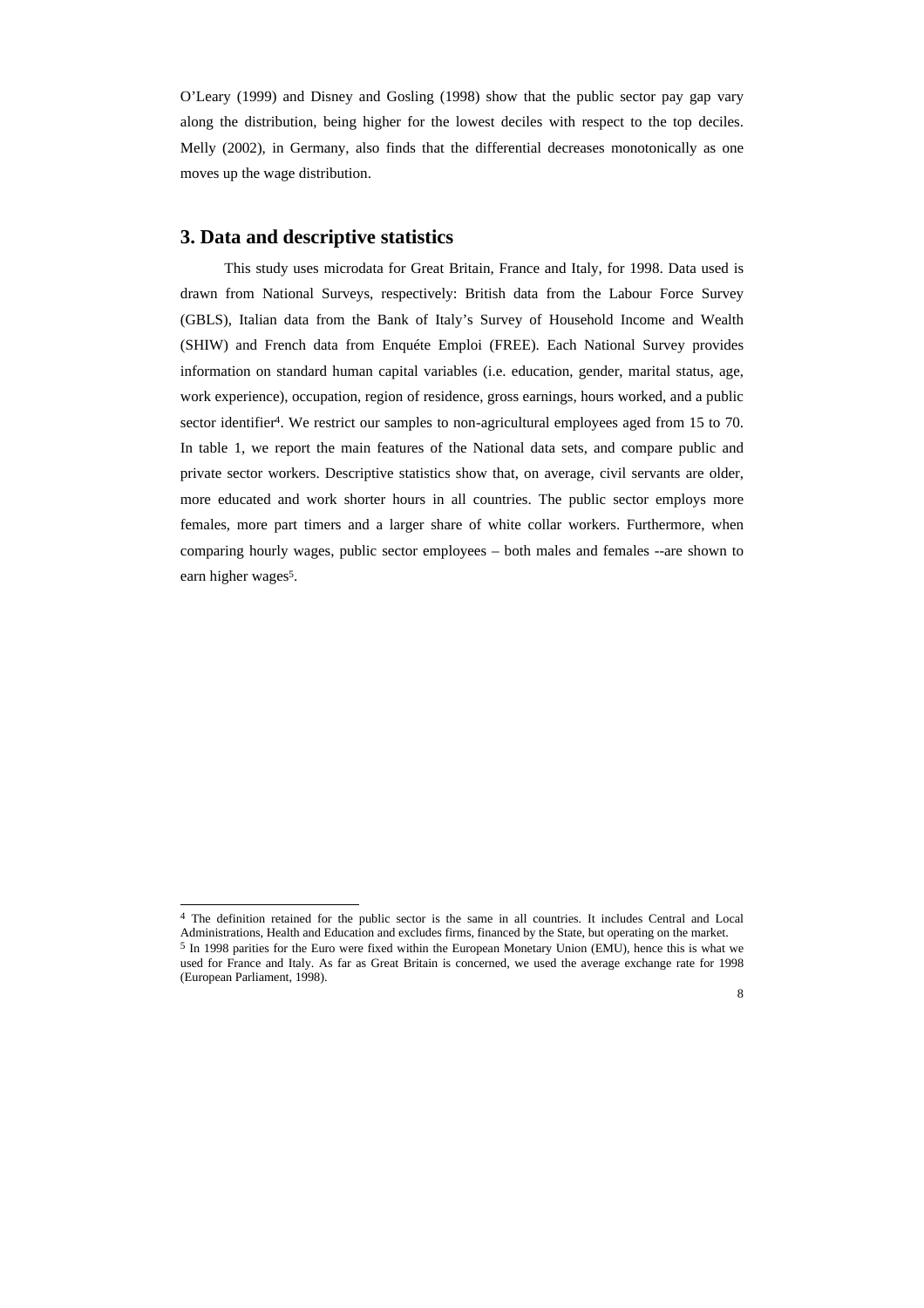O'Leary (1999) and Disney and Gosling (1998) show that the public sector pay gap vary along the distribution, being higher for the lowest deciles with respect to the top deciles. Melly (2002), in Germany, also finds that the differential decreases monotonically as one moves up the wage distribution.

## 3. Data and descriptive statistics

This study uses microdata for Great Britain, France and Italy, for 1998. Data used is drawn from National Surveys, respectively: British data from the Labour Force Survey (GBLS), Italian data from the Bank of Italy's Survey of Household Income and Wealth (SHIW) and French data from Enquéte Emploi (FREE). Each National Survey provides information on standard human capital variables (i.e. education, gender, marital status, age, work experience), occupation, region of residence, gross earnings, hours worked, and a public sector identifier[4]. We restrict our samples to non-agricultural employees aged from 15 to 70. In table 1, we report the main features of the National data sets, and compare public and private sector workers. Descriptive statistics show that, on average, civil servants are older, more educated and work shorter hours in all countries. The public sector employs more females, more part timers and a larger share of white collar workers. Furthermore, when comparing hourly wages, public sector employees – both males and females --are shown to earn higher wages[5].

---

[4] The definition retained for the public sector is the same in all countries. It includes Central and Local Administrations, Health and Education and excludes firms, financed by the State, but operating on the market.

[5] In 1998 parities for the Euro were fixed within the European Monetary Union (EMU), hence this is what we used for France and Italy. As far as Great Britain is concerned, we used the average exchange rate for 1998 (European Parliament, 1998).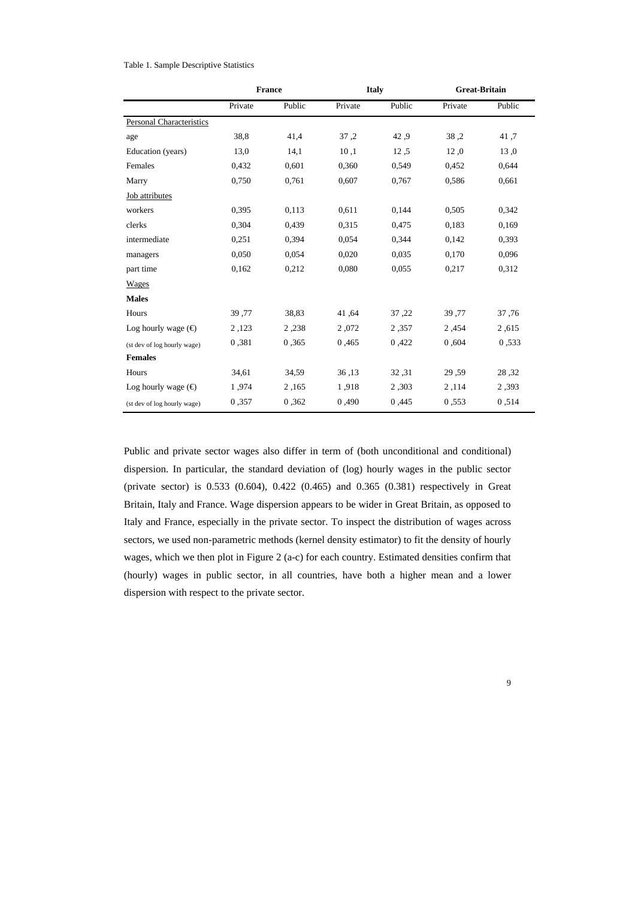Table 1. Sample Descriptive Statistics

| | France | | Italy | | Great-Britain | |
|---|---|---|---|---|---|---|
| | Private | Public | Private | Public | Private | Public |
| Personal Characteristics | | | | | | |
| age | 38,8 | 41,4 | 37 ,2 | 42 ,9 | 38 ,2 | 41 ,7 |
| Education (years) | 13,0 | 14,1 | 10 ,1 | 12 ,5 | 12 ,0 | 13 ,0 |
| Females | 0,432 | 0,601 | 0,360 | 0,549 | 0,452 | 0,644 |
| Marry | 0,750 | 0,761 | 0,607 | 0,767 | 0,586 | 0,661 |
| Job attributes | | | | | | |
| workers | 0,395 | 0,113 | 0,611 | 0,144 | 0,505 | 0,342 |
| clerks | 0,304 | 0,439 | 0,315 | 0,475 | 0,183 | 0,169 |
| intermediate | 0,251 | 0,394 | 0,054 | 0,344 | 0,142 | 0,393 |
| managers | 0,050 | 0,054 | 0,020 | 0,035 | 0,170 | 0,096 |
| part time | 0,162 | 0,212 | 0,080 | 0,055 | 0,217 | 0,312 |
| Wages | | | | | | |
| **Males** | | | | | | |
| Hours | 39 ,77 | 38,83 | 41 ,64 | 37 ,22 | 39 ,77 | 37 ,76 |
| Log hourly wage (€) | 2 ,123 | 2 ,238 | 2 ,072 | 2 ,357 | 2 ,454 | 2 ,615 |
| (st dev of log hourly wage) | 0 ,381 | 0 ,365 | 0 ,465 | 0 ,422 | 0 ,604 | 0 ,533 |
| **Females** | | | | | | |
| Hours | 34,61 | 34,59 | 36 ,13 | 32 ,31 | 29 ,59 | 28 ,32 |
| Log hourly wage (€) | 1 ,974 | 2 ,165 | 1 ,918 | 2 ,303 | 2 ,114 | 2 ,393 |
| (st dev of log hourly wage) | 0 ,357 | 0 ,362 | 0 ,490 | 0 ,445 | 0 ,553 | 0 ,514 |

Public and private sector wages also differ in term of (both unconditional and conditional) dispersion. In particular, the standard deviation of (log) hourly wages in the public sector (private sector) is 0.533 (0.604), 0.422 (0.465) and 0.365 (0.381) respectively in Great Britain, Italy and France. Wage dispersion appears to be wider in Great Britain, as opposed to Italy and France, especially in the private sector. To inspect the distribution of wages across sectors, we used non-parametric methods (kernel density estimator) to fit the density of hourly wages, which we then plot in Figure 2 (a-c) for each country. Estimated densities confirm that (hourly) wages in public sector, in all countries, have both a higher mean and a lower dispersion with respect to the private sector.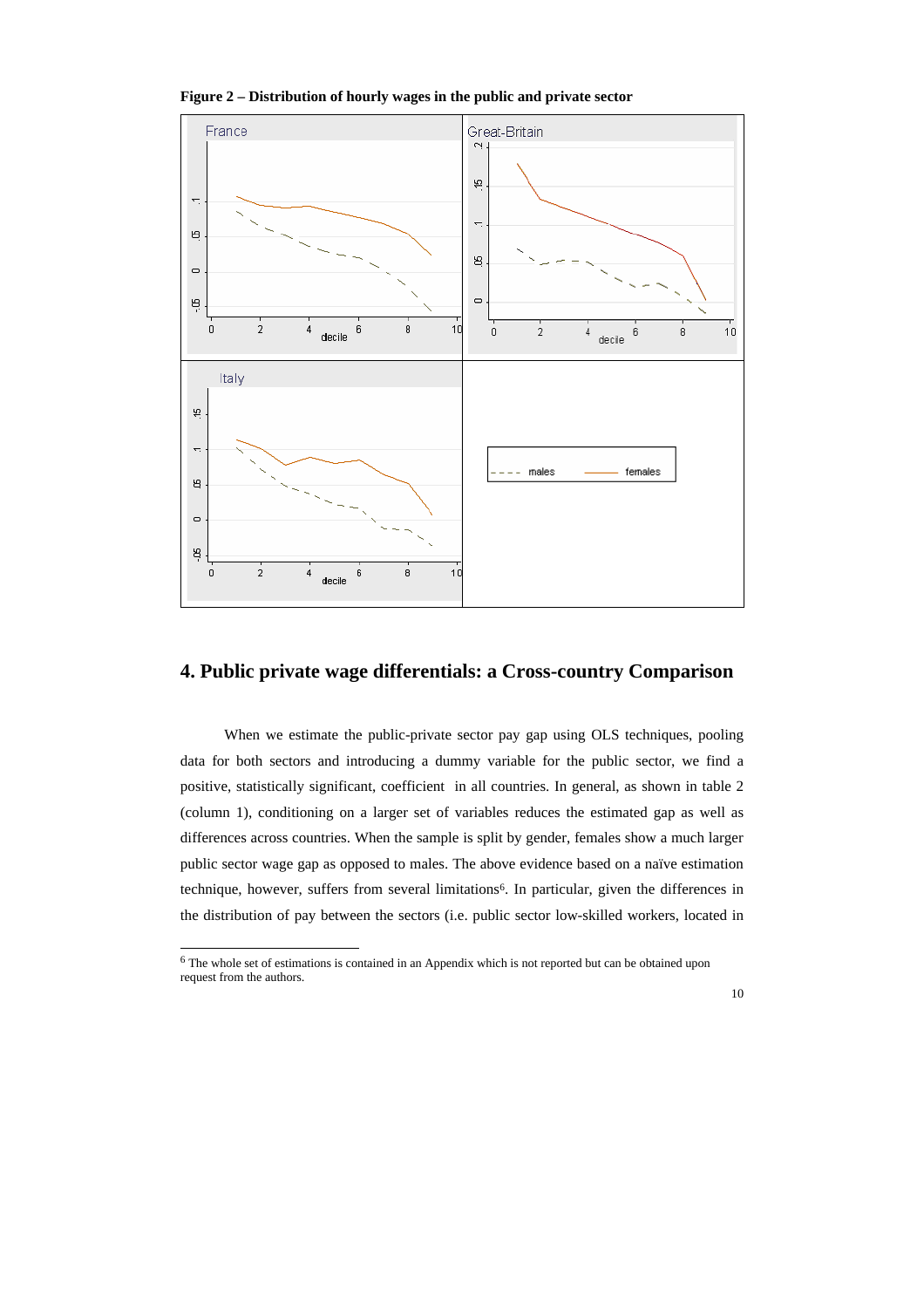**Figure 2 – Distribution of hourly wages in the public and private sector**

## 4. Public private wage differentials: a Cross-country Comparison

When we estimate the public-private sector pay gap using OLS techniques, pooling data for both sectors and introducing a dummy variable for the public sector, we find a positive, statistically significant, coefficient in all countries. In general, as shown in table 2 (column 1), conditioning on a larger set of variables reduces the estimated gap as well as differences across countries. When the sample is split by gender, females show a much larger public sector wage gap as opposed to males. The above evidence based on a naïve estimation technique, however, suffers from several limitations[6]. In particular, given the differences in the distribution of pay between the sectors (i.e. public sector low-skilled workers, located in

[6] The whole set of estimations is contained in an Appendix which is not reported but can be obtained upon request from the authors.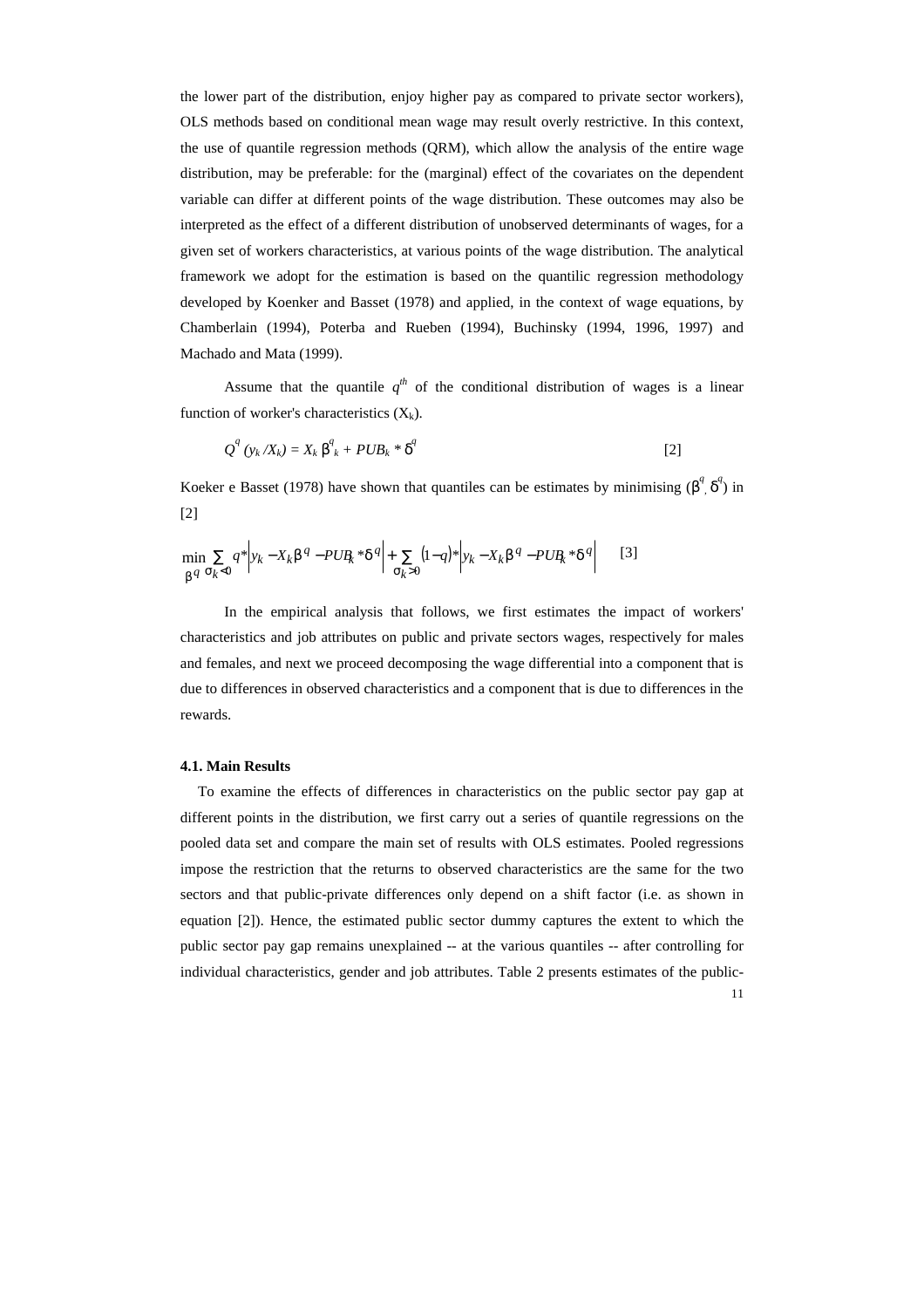the lower part of the distribution, enjoy higher pay as compared to private sector workers), OLS methods based on conditional mean wage may result overly restrictive. In this context, the use of quantile regression methods (QRM), which allow the analysis of the entire wage distribution, may be preferable: for the (marginal) effect of the covariates on the dependent variable can differ at different points of the wage distribution. These outcomes may also be interpreted as the effect of a different distribution of unobserved determinants of wages, for a given set of workers characteristics, at various points of the wage distribution. The analytical framework we adopt for the estimation is based on the quantilic regression methodology developed by Koenker and Basset (1978) and applied, in the context of wage equations, by Chamberlain (1994), Poterba and Rueben (1994), Buchinsky (1994, 1996, 1997) and Machado and Mata (1999).

Assume that the quantile $q^{th}$ of the conditional distribution of wages is a linear function of worker's characteristics ($X_k$).

$$Q^q\,(y_k / X_k) = X_k\,\beta^q{}_k + PUB_k * \delta^q \qquad [2]$$

Koeker e Basset (1978) have shown that quantiles can be estimates by minimising ($\beta^q{}_,\,\delta^q$) in [2]

$$\min_{\beta^q} \sum_{\sigma_k < 0} q * \left| y_k - X_k \beta^q - PUB_k * \delta^q \right| + \sum_{\sigma_k > 0} (1-q) * \left| y_k - X_k \beta^q - PUB_k * \delta^q \right| \qquad [3]$$

In the empirical analysis that follows, we first estimates the impact of workers' characteristics and job attributes on public and private sectors wages, respectively for males and females, and next we proceed decomposing the wage differential into a component that is due to differences in observed characteristics and a component that is due to differences in the rewards.

#### 4.1. Main Results

To examine the effects of differences in characteristics on the public sector pay gap at different points in the distribution, we first carry out a series of quantile regressions on the pooled data set and compare the main set of results with OLS estimates. Pooled regressions impose the restriction that the returns to observed characteristics are the same for the two sectors and that public-private differences only depend on a shift factor (i.e. as shown in equation [2]). Hence, the estimated public sector dummy captures the extent to which the public sector pay gap remains unexplained -- at the various quantiles -- after controlling for individual characteristics, gender and job attributes. Table 2 presents estimates of the public-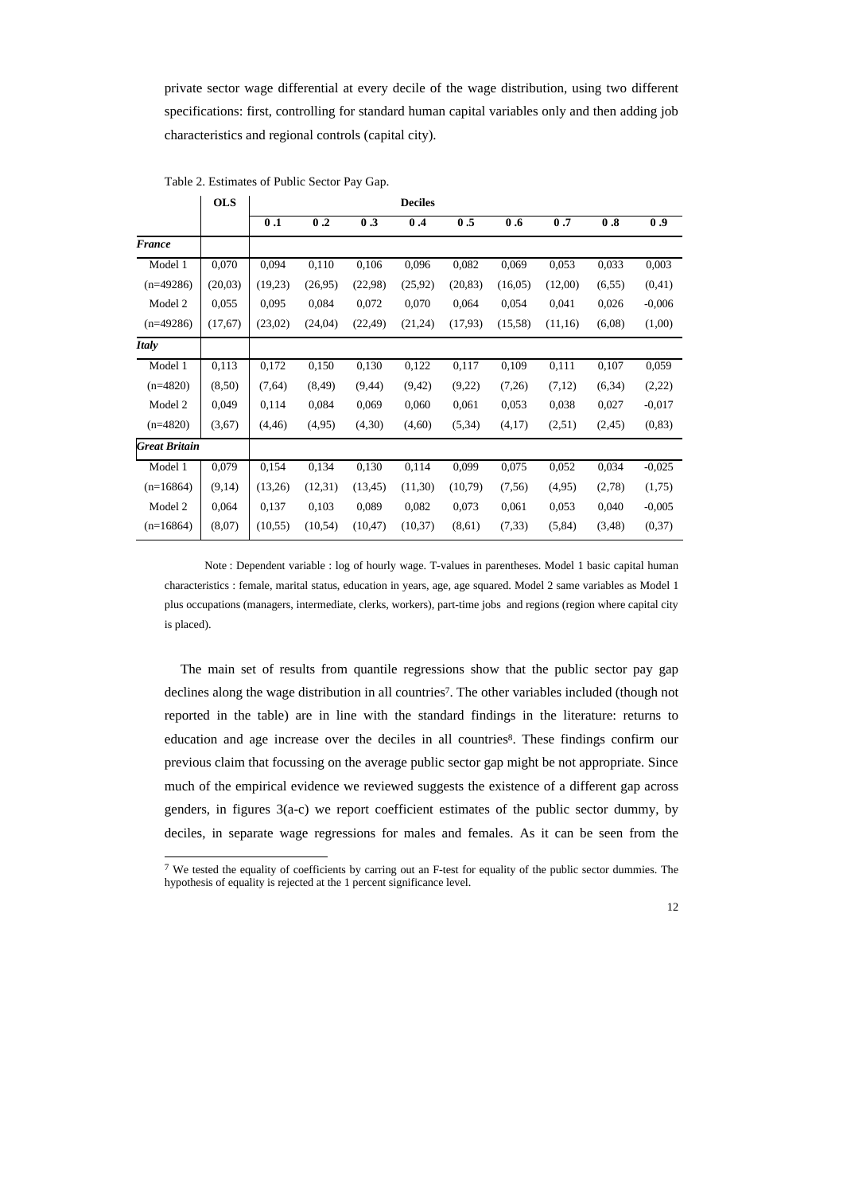private sector wage differential at every decile of the wage distribution, using two different specifications: first, controlling for standard human capital variables only and then adding job characteristics and regional controls (capital city).

Table 2. Estimates of Public Sector Pay Gap.

| | OLS | Deciles | | | | | | | | |
|---|---|---|---|---|---|---|---|---|---|---|
| | | 0 .1 | 0 .2 | 0 .3 | 0 .4 | 0 .5 | 0 .6 | 0 .7 | 0 .8 | 0 .9 |
| ***France*** | | | | | | | | | | |
| Model 1 | 0,070 | 0,094 | 0,110 | 0,106 | 0,096 | 0,082 | 0,069 | 0,053 | 0,033 | 0,003 |
| (n=49286) | (20,03) | (19,23) | (26,95) | (22,98) | (25,92) | (20,83) | (16,05) | (12,00) | (6,55) | (0,41) |
| Model 2 | 0,055 | 0,095 | 0,084 | 0,072 | 0,070 | 0,064 | 0,054 | 0,041 | 0,026 | -0,006 |
| (n=49286) | (17,67) | (23,02) | (24,04) | (22,49) | (21,24) | (17,93) | (15,58) | (11,16) | (6,08) | (1,00) |
| ***Italy*** | | | | | | | | | | |
| Model 1 | 0,113 | 0,172 | 0,150 | 0,130 | 0,122 | 0,117 | 0,109 | 0,111 | 0,107 | 0,059 |
| (n=4820) | (8,50) | (7,64) | (8,49) | (9,44) | (9,42) | (9,22) | (7,26) | (7,12) | (6,34) | (2,22) |
| Model 2 | 0,049 | 0,114 | 0,084 | 0,069 | 0,060 | 0,061 | 0,053 | 0,038 | 0,027 | -0,017 |
| (n=4820) | (3,67) | (4,46) | (4,95) | (4,30) | (4,60) | (5,34) | (4,17) | (2,51) | (2,45) | (0,83) |
| ***Great Britain*** | | | | | | | | | | |
| Model 1 | 0,079 | 0,154 | 0,134 | 0,130 | 0,114 | 0,099 | 0,075 | 0,052 | 0,034 | -0,025 |
| (n=16864) | (9,14) | (13,26) | (12,31) | (13,45) | (11,30) | (10,79) | (7,56) | (4,95) | (2,78) | (1,75) |
| Model 2 | 0,064 | 0,137 | 0,103 | 0,089 | 0,082 | 0,073 | 0,061 | 0,053 | 0,040 | -0,005 |
| (n=16864) | (8,07) | (10,55) | (10,54) | (10,47) | (10,37) | (8,61) | (7,33) | (5,84) | (3,48) | (0,37) |

Note : Dependent variable : log of hourly wage. T-values in parentheses. Model 1 basic capital human characteristics : female, marital status, education in years, age, age squared. Model 2 same variables as Model 1 plus occupations (managers, intermediate, clerks, workers), part-time jobs and regions (region where capital city is placed).

The main set of results from quantile regressions show that the public sector pay gap declines along the wage distribution in all countries[7]. The other variables included (though not reported in the table) are in line with the standard findings in the literature: returns to education and age increase over the deciles in all countries[8]. These findings confirm our previous claim that focussing on the average public sector gap might be not appropriate. Since much of the empirical evidence we reviewed suggests the existence of a different gap across genders, in figures 3(a-c) we report coefficient estimates of the public sector dummy, by deciles, in separate wage regressions for males and females. As it can be seen from the

[7] We tested the equality of coefficients by carring out an F-test for equality of the public sector dummies. The hypothesis of equality is rejected at the 1 percent significance level.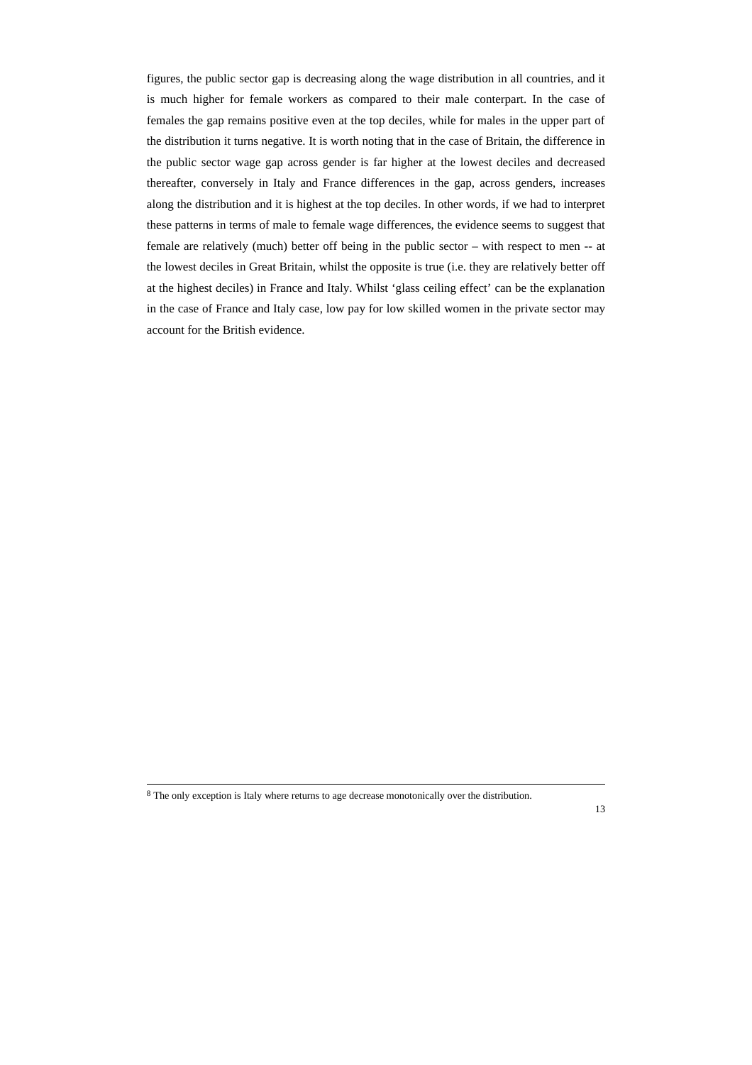figures, the public sector gap is decreasing along the wage distribution in all countries, and it is much higher for female workers as compared to their male conterpart. In the case of females the gap remains positive even at the top deciles, while for males in the upper part of the distribution it turns negative. It is worth noting that in the case of Britain, the difference in the public sector wage gap across gender is far higher at the lowest deciles and decreased thereafter, conversely in Italy and France differences in the gap, across genders, increases along the distribution and it is highest at the top deciles. In other words, if we had to interpret these patterns in terms of male to female wage differences, the evidence seems to suggest that female are relatively (much) better off being in the public sector – with respect to men -- at the lowest deciles in Great Britain, whilst the opposite is true (i.e. they are relatively better off at the highest deciles) in France and Italy. Whilst 'glass ceiling effect' can be the explanation in the case of France and Italy case, low pay for low skilled women in the private sector may account for the British evidence.

---

[8] The only exception is Italy where returns to age decrease monotonically over the distribution.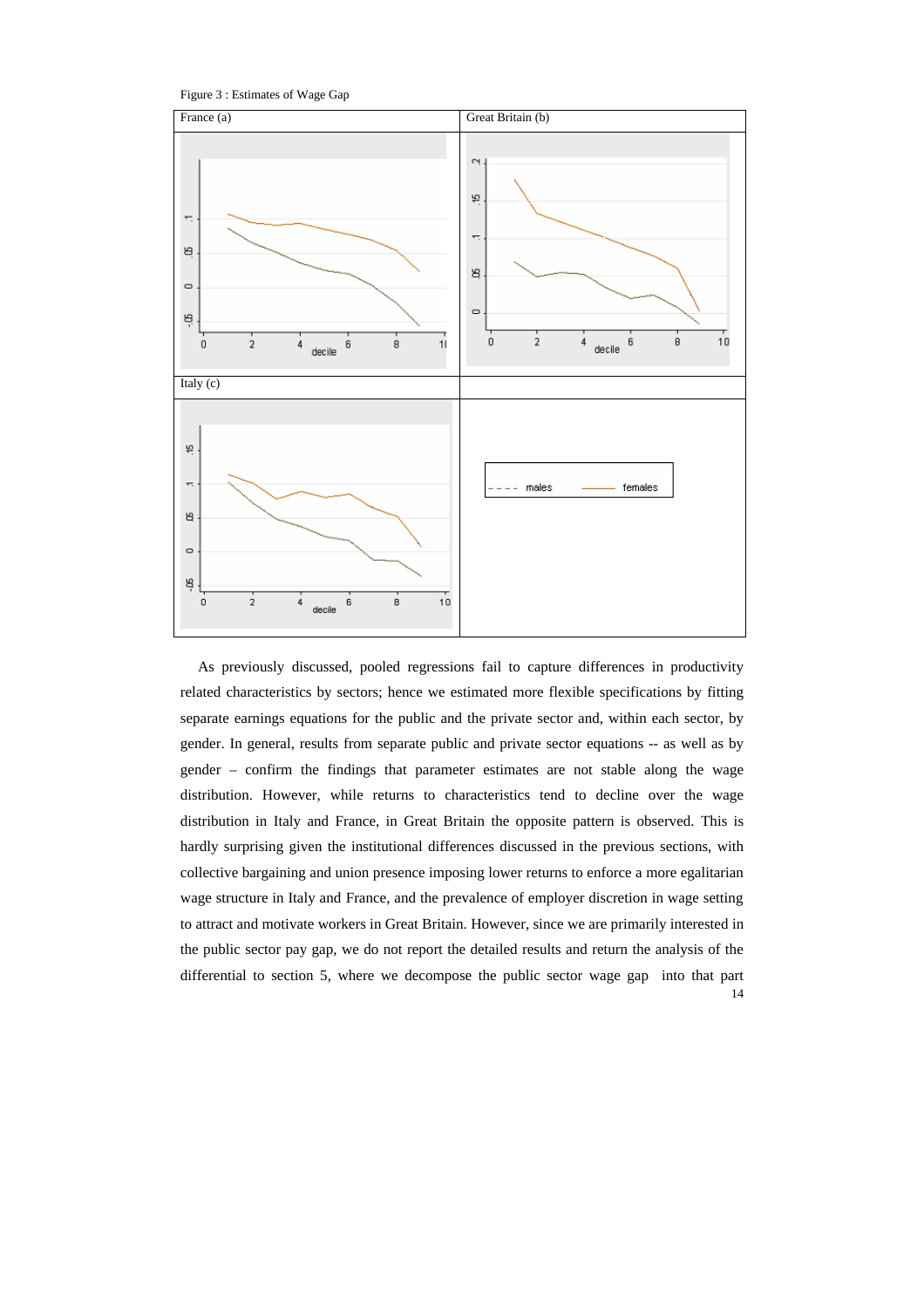Figure 3 : Estimates of Wage Gap

| France (a) | Great Britain (b) |
| --- | --- |
| Italy (c) | |

As previously discussed, pooled regressions fail to capture differences in productivity related characteristics by sectors; hence we estimated more flexible specifications by fitting separate earnings equations for the public and the private sector and, within each sector, by gender. In general, results from separate public and private sector equations -- as well as by gender – confirm the findings that parameter estimates are not stable along the wage distribution. However, while returns to characteristics tend to decline over the wage distribution in Italy and France, in Great Britain the opposite pattern is observed. This is hardly surprising given the institutional differences discussed in the previous sections, with collective bargaining and union presence imposing lower returns to enforce a more egalitarian wage structure in Italy and France, and the prevalence of employer discretion in wage setting to attract and motivate workers in Great Britain. However, since we are primarily interested in the public sector pay gap, we do not report the detailed results and return the analysis of the differential to section 5, where we decompose the public sector wage gap into that part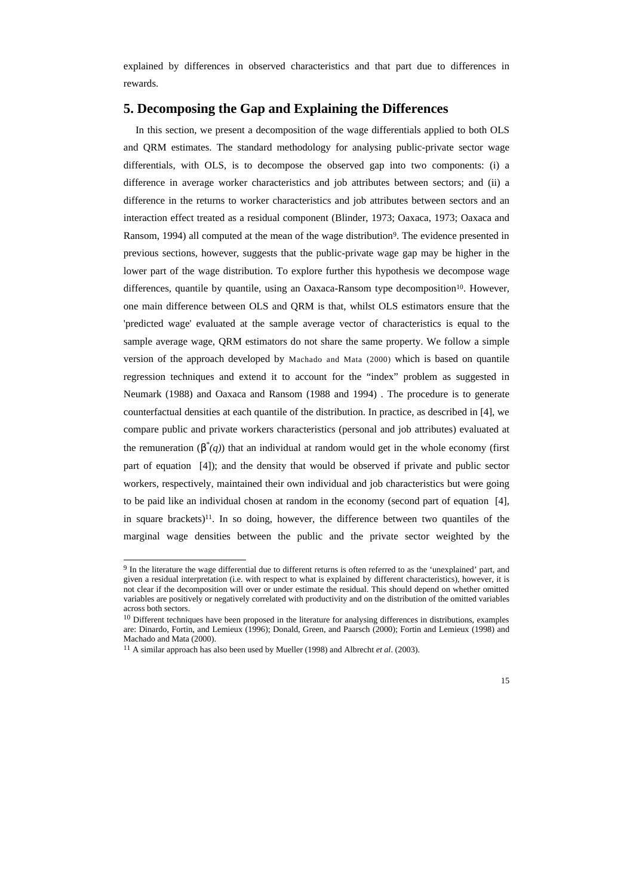explained by differences in observed characteristics and that part due to differences in rewards.

## 5. Decomposing the Gap and Explaining the Differences

In this section, we present a decomposition of the wage differentials applied to both OLS and QRM estimates. The standard methodology for analysing public-private sector wage differentials, with OLS, is to decompose the observed gap into two components: (i) a difference in average worker characteristics and job attributes between sectors; and (ii) a difference in the returns to worker characteristics and job attributes between sectors and an interaction effect treated as a residual component (Blinder, 1973; Oaxaca, 1973; Oaxaca and Ransom, 1994) all computed at the mean of the wage distribution[9]. The evidence presented in previous sections, however, suggests that the public-private wage gap may be higher in the lower part of the wage distribution. To explore further this hypothesis we decompose wage differences, quantile by quantile, using an Oaxaca-Ransom type decomposition[10]. However, one main difference between OLS and QRM is that, whilst OLS estimators ensure that the 'predicted wage' evaluated at the sample average vector of characteristics is equal to the sample average wage, QRM estimators do not share the same property. We follow a simple version of the approach developed by Machado and Mata (2000) which is based on quantile regression techniques and extend it to account for the “index” problem as suggested in Neumark (1988) and Oaxaca and Ransom (1988 and 1994) . The procedure is to generate counterfactual densities at each quantile of the distribution. In practice, as described in [4], we compare public and private workers characteristics (personal and job attributes) evaluated at the remuneration ($\beta^{*}(q)$) that an individual at random would get in the whole economy (first part of equation [4]); and the density that would be observed if private and public sector workers, respectively, maintained their own individual and job characteristics but were going to be paid like an individual chosen at random in the economy (second part of equation [4], in square brackets)[11]. In so doing, however, the difference between two quantiles of the marginal wage densities between the public and the private sector weighted by the

---

[9] In the literature the wage differential due to different returns is often referred to as the ‘unexplained’ part, and given a residual interpretation (i.e. with respect to what is explained by different characteristics), however, it is not clear if the decomposition will over or under estimate the residual. This should depend on whether omitted variables are positively or negatively correlated with productivity and on the distribution of the omitted variables across both sectors.

[10] Different techniques have been proposed in the literature for analysing differences in distributions, examples are: Dinardo, Fortin, and Lemieux (1996); Donald, Green, and Paarsch (2000); Fortin and Lemieux (1998) and Machado and Mata (2000).

[11] A similar approach has also been used by Mueller (1998) and Albrecht *et al*. (2003).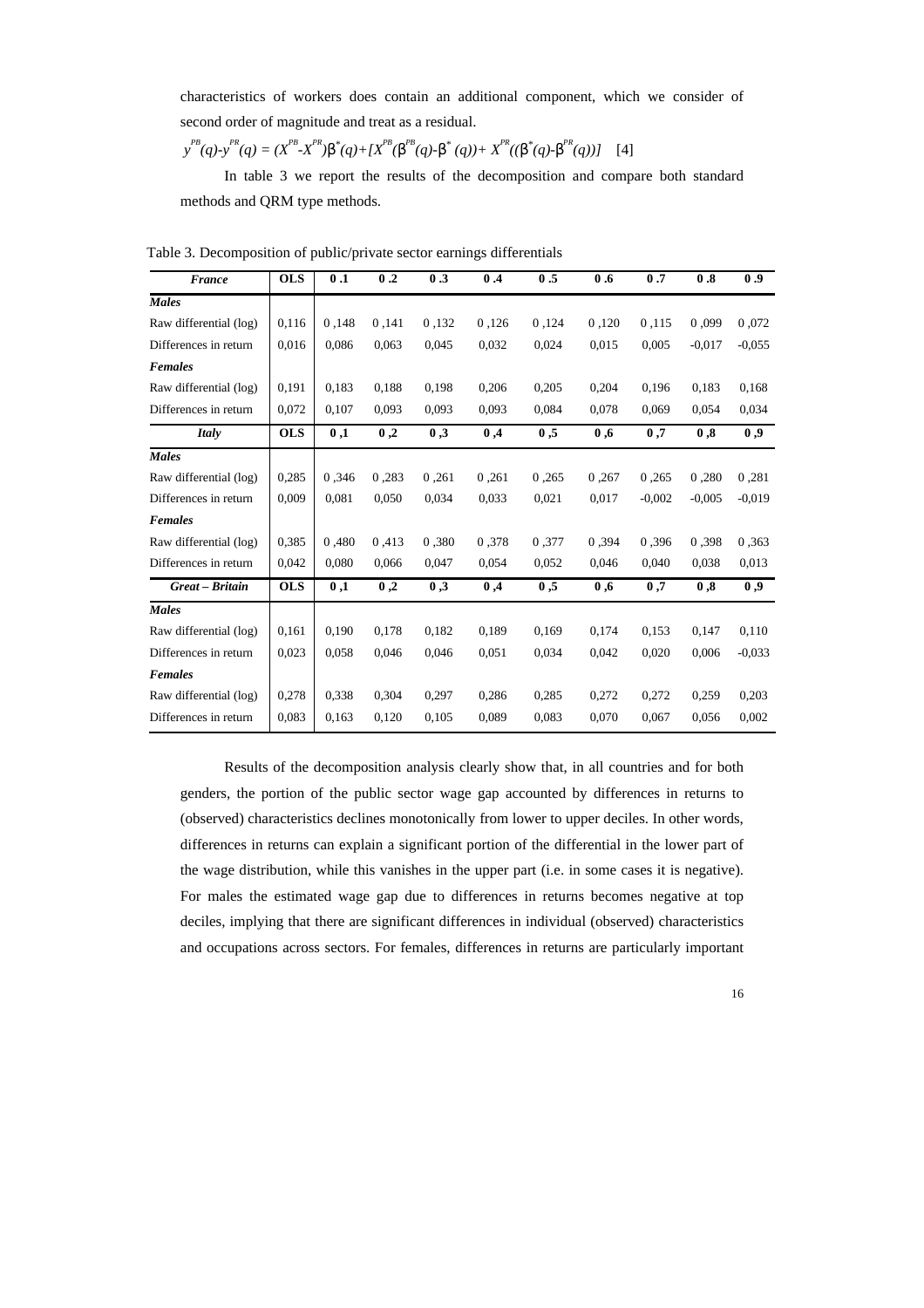characteristics of workers does contain an additional component, which we consider of second order of magnitude and treat as a residual.

$$y^{PB}(q)-y^{PR}(q) = (X^{PB}-X^{PR})\beta^{*}(q)+[X^{PB}(\beta^{PB}(q)-\beta^{*}(q))+X^{PR}((\beta^{*}(q)-\beta^{PR}(q))] \quad [4]$$

In table 3 we report the results of the decomposition and compare both standard methods and QRM type methods.

Table 3. Decomposition of public/private sector earnings differentials

| *France* | OLS | 0.1 | 0.2 | 0.3 | 0.4 | 0.5 | 0.6 | 0.7 | 0.8 | 0.9 |
|---|---|---|---|---|---|---|---|---|---|---|
| ***Males*** | | | | | | | | | | |
| Raw differential (log) | 0,116 | 0,148 | 0,141 | 0,132 | 0,126 | 0,124 | 0,120 | 0,115 | 0,099 | 0,072 |
| Differences in return | 0,016 | 0,086 | 0,063 | 0,045 | 0,032 | 0,024 | 0,015 | 0,005 | -0,017 | -0,055 |
| ***Females*** | | | | | | | | | | |
| Raw differential (log) | 0,191 | 0,183 | 0,188 | 0,198 | 0,206 | 0,205 | 0,204 | 0,196 | 0,183 | 0,168 |
| Differences in return | 0,072 | 0,107 | 0,093 | 0,093 | 0,093 | 0,084 | 0,078 | 0,069 | 0,054 | 0,034 |
| ***Italy*** | **OLS** | **0,1** | **0,2** | **0,3** | **0,4** | **0,5** | **0,6** | **0,7** | **0,8** | **0,9** |
| ***Males*** | | | | | | | | | | |
| Raw differential (log) | 0,285 | 0,346 | 0,283 | 0,261 | 0,261 | 0,265 | 0,267 | 0,265 | 0,280 | 0,281 |
| Differences in return | 0,009 | 0,081 | 0,050 | 0,034 | 0,033 | 0,021 | 0,017 | -0,002 | -0,005 | -0,019 |
| ***Females*** | | | | | | | | | | |
| Raw differential (log) | 0,385 | 0,480 | 0,413 | 0,380 | 0,378 | 0,377 | 0,394 | 0,396 | 0,398 | 0,363 |
| Differences in return | 0,042 | 0,080 | 0,066 | 0,047 | 0,054 | 0,052 | 0,046 | 0,040 | 0,038 | 0,013 |
| ***Great – Britain*** | **OLS** | **0,1** | **0,2** | **0,3** | **0,4** | **0,5** | **0,6** | **0,7** | **0,8** | **0,9** |
| ***Males*** | | | | | | | | | | |
| Raw differential (log) | 0,161 | 0,190 | 0,178 | 0,182 | 0,189 | 0,169 | 0,174 | 0,153 | 0,147 | 0,110 |
| Differences in return | 0,023 | 0,058 | 0,046 | 0,046 | 0,051 | 0,034 | 0,042 | 0,020 | 0,006 | -0,033 |
| ***Females*** | | | | | | | | | | |
| Raw differential (log) | 0,278 | 0,338 | 0,304 | 0,297 | 0,286 | 0,285 | 0,272 | 0,272 | 0,259 | 0,203 |
| Differences in return | 0,083 | 0,163 | 0,120 | 0,105 | 0,089 | 0,083 | 0,070 | 0,067 | 0,056 | 0,002 |

Results of the decomposition analysis clearly show that, in all countries and for both genders, the portion of the public sector wage gap accounted by differences in returns to (observed) characteristics declines monotonically from lower to upper deciles. In other words, differences in returns can explain a significant portion of the differential in the lower part of the wage distribution, while this vanishes in the upper part (i.e. in some cases it is negative). For males the estimated wage gap due to differences in returns becomes negative at top deciles, implying that there are significant differences in individual (observed) characteristics and occupations across sectors. For females, differences in returns are particularly important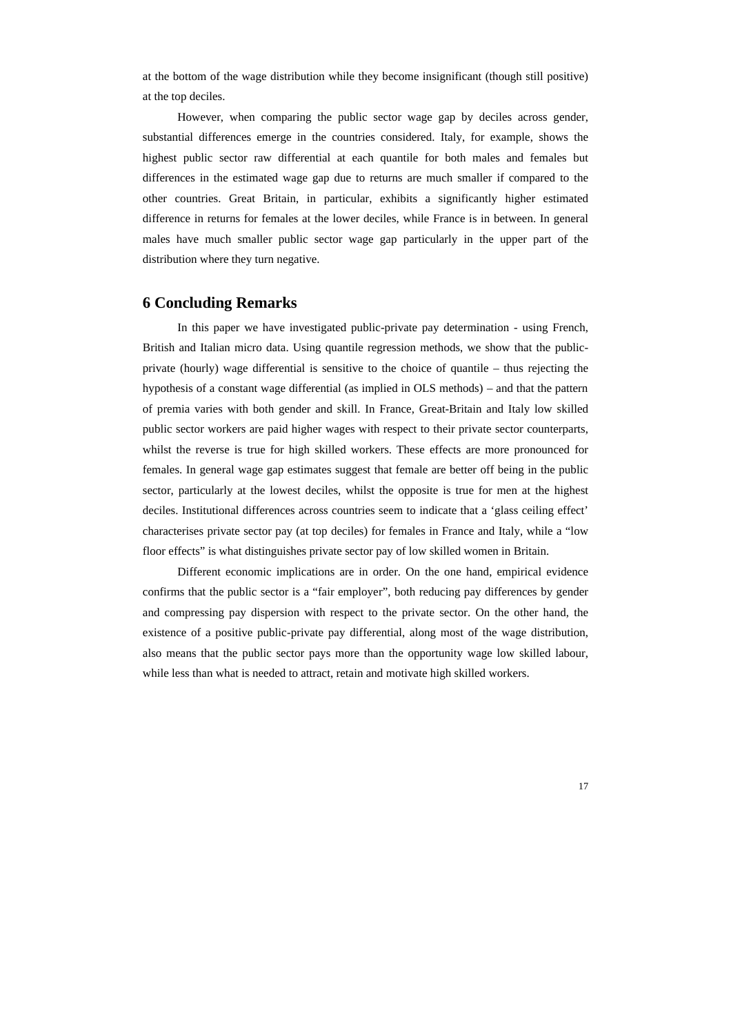at the bottom of the wage distribution while they become insignificant (though still positive) at the top deciles.

However, when comparing the public sector wage gap by deciles across gender, substantial differences emerge in the countries considered. Italy, for example, shows the highest public sector raw differential at each quantile for both males and females but differences in the estimated wage gap due to returns are much smaller if compared to the other countries. Great Britain, in particular, exhibits a significantly higher estimated difference in returns for females at the lower deciles, while France is in between. In general males have much smaller public sector wage gap particularly in the upper part of the distribution where they turn negative.

## 6 Concluding Remarks

In this paper we have investigated public-private pay determination - using French, British and Italian micro data. Using quantile regression methods, we show that the public-private (hourly) wage differential is sensitive to the choice of quantile – thus rejecting the hypothesis of a constant wage differential (as implied in OLS methods) – and that the pattern of premia varies with both gender and skill. In France, Great-Britain and Italy low skilled public sector workers are paid higher wages with respect to their private sector counterparts, whilst the reverse is true for high skilled workers. These effects are more pronounced for females. In general wage gap estimates suggest that female are better off being in the public sector, particularly at the lowest deciles, whilst the opposite is true for men at the highest deciles. Institutional differences across countries seem to indicate that a 'glass ceiling effect' characterises private sector pay (at top deciles) for females in France and Italy, while a "low floor effects" is what distinguishes private sector pay of low skilled women in Britain.

Different economic implications are in order. On the one hand, empirical evidence confirms that the public sector is a "fair employer", both reducing pay differences by gender and compressing pay dispersion with respect to the private sector. On the other hand, the existence of a positive public-private pay differential, along most of the wage distribution, also means that the public sector pays more than the opportunity wage low skilled labour, while less than what is needed to attract, retain and motivate high skilled workers.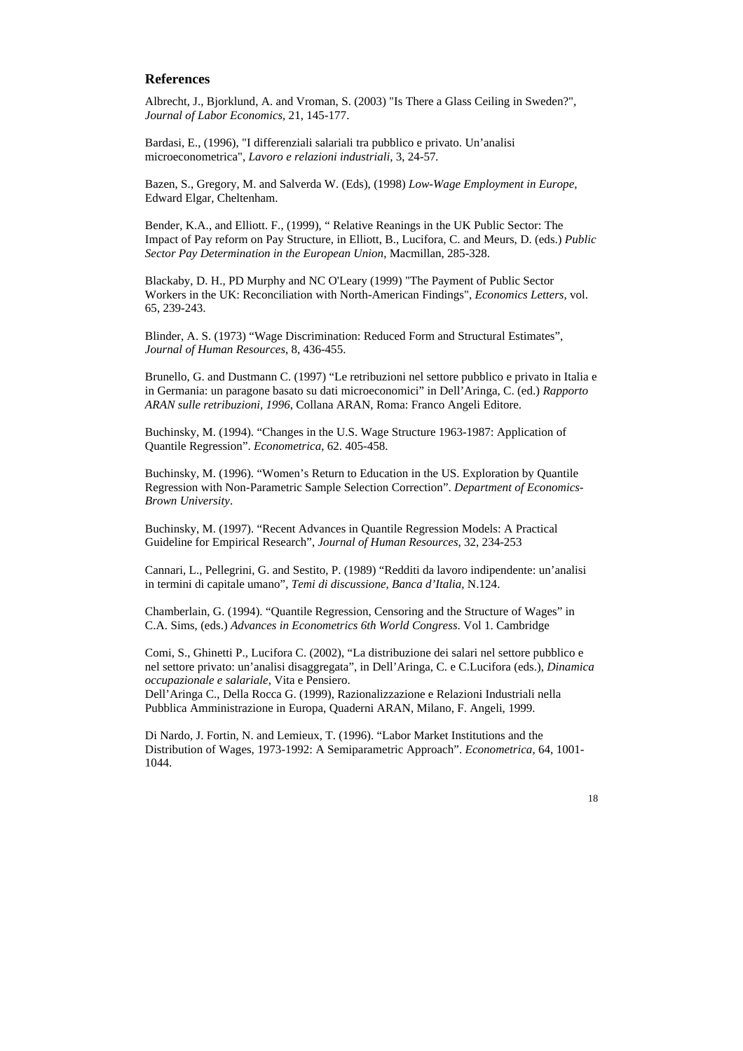## References

Albrecht, J., Bjorklund, A. and Vroman, S. (2003) "Is There a Glass Ceiling in Sweden?", *Journal of Labor Economics*, 21, 145-177.

Bardasi, E., (1996), "I differenziali salariali tra pubblico e privato. Un'analisi microeconometrica", *Lavoro e relazioni industriali*, 3, 24-57.

Bazen, S., Gregory, M. and Salverda W. (Eds), (1998) *Low-Wage Employment in Europe*, Edward Elgar, Cheltenham.

Bender, K.A., and Elliott. F., (1999), " Relative Reanings in the UK Public Sector: The Impact of Pay reform on Pay Structure, in Elliott, B., Lucifora, C. and Meurs, D. (eds.) *Public Sector Pay Determination in the European Union*, Macmillan, 285-328.

Blackaby, D. H., PD Murphy and NC O'Leary (1999) "The Payment of Public Sector Workers in the UK: Reconciliation with North-American Findings", *Economics Letters*, vol. 65, 239-243.

Blinder, A. S. (1973) "Wage Discrimination: Reduced Form and Structural Estimates", *Journal of Human Resources*, 8, 436-455.

Brunello, G. and Dustmann C. (1997) "Le retribuzioni nel settore pubblico e privato in Italia e in Germania: un paragone basato su dati microeconomici" in Dell'Aringa, C. (ed.) *Rapporto ARAN sulle retribuzioni, 1996*, Collana ARAN, Roma: Franco Angeli Editore.

Buchinsky, M. (1994). "Changes in the U.S. Wage Structure 1963-1987: Application of Quantile Regression". *Econometrica*, 62. 405-458.

Buchinsky, M. (1996). "Women's Return to Education in the US. Exploration by Quantile Regression with Non-Parametric Sample Selection Correction". *Department of Economics-Brown University*.

Buchinsky, M. (1997). "Recent Advances in Quantile Regression Models: A Practical Guideline for Empirical Research", *Journal of Human Resources*, 32, 234-253

Cannari, L., Pellegrini, G. and Sestito, P. (1989) "Redditi da lavoro indipendente: un'analisi in termini di capitale umano", *Temi di discussione, Banca d'Italia*, N.124.

Chamberlain, G. (1994). "Quantile Regression, Censoring and the Structure of Wages" in C.A. Sims, (eds.) *Advances in Econometrics 6th World Congress*. Vol 1. Cambridge

Comi, S., Ghinetti P., Lucifora C. (2002), "La distribuzione dei salari nel settore pubblico e nel settore privato: un'analisi disaggregata", in Dell'Aringa, C. e C.Lucifora (eds.), *Dinamica occupazionale e salariale*, Vita e Pensiero.

Dell'Aringa C., Della Rocca G. (1999), Razionalizzazione e Relazioni Industriali nella Pubblica Amministrazione in Europa, Quaderni ARAN, Milano, F. Angeli, 1999.

Di Nardo, J. Fortin, N. and Lemieux, T. (1996). "Labor Market Institutions and the Distribution of Wages, 1973-1992: A Semiparametric Approach". *Econometrica*, 64, 1001-1044.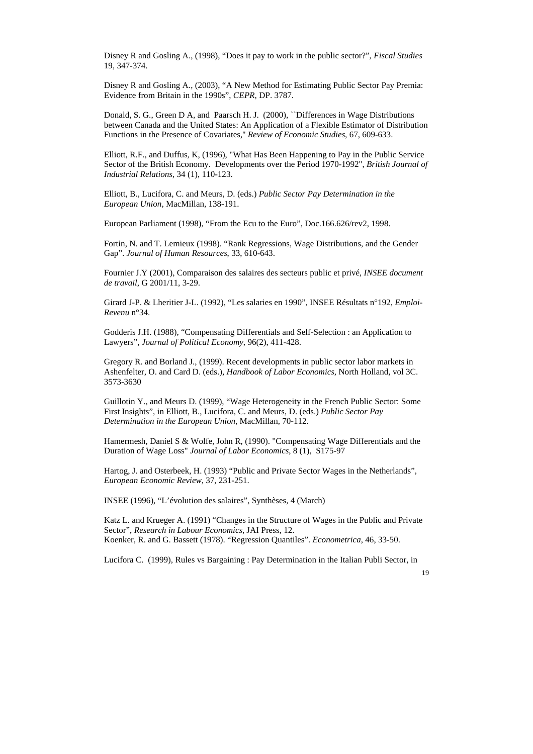Disney R and Gosling A., (1998), “Does it pay to work in the public sector?”, *Fiscal Studies* 19, 347-374.

Disney R and Gosling A., (2003), “A New Method for Estimating Public Sector Pay Premia: Evidence from Britain in the 1990s”, *CEPR*, DP. 3787.

Donald, S. G., Green D A, and Paarsch H. J. (2000), ``Differences in Wage Distributions between Canada and the United States: An Application of a Flexible Estimator of Distribution Functions in the Presence of Covariates,'' *Review of Economic Studies*, 67, 609-633.

Elliott, R.F., and Duffus, K, (1996), "What Has Been Happening to Pay in the Public Service Sector of the British Economy. Developments over the Period 1970-1992", *British Journal of Industrial Relations*, 34 (1), 110-123.

Elliott, B., Lucifora, C. and Meurs, D. (eds.) *Public Sector Pay Determination in the European Union*, MacMillan, 138-191.

European Parliament (1998), “From the Ecu to the Euro”, Doc.166.626/rev2, 1998.

Fortin, N. and T. Lemieux (1998). “Rank Regressions, Wage Distributions, and the Gender Gap”. *Journal of Human Resources*, 33, 610-643.

Fournier J.Y (2001), Comparaison des salaires des secteurs public et privé, *INSEE document de travail*, G 2001/11, 3-29.

Girard J-P. & Lheritier J-L. (1992), “Les salaries en 1990”, INSEE Résultats n°192, *Emploi-Revenu* n°34.

Godderis J.H. (1988), “Compensating Differentials and Self-Selection : an Application to Lawyers”, *Journal of Political Economy*, 96(2), 411-428.

Gregory R. and Borland J., (1999). Recent developments in public sector labor markets in Ashenfelter, O. and Card D. (eds.), *Handbook of Labor Economics*, North Holland, vol 3C. 3573-3630

Guillotin Y., and Meurs D. (1999), “Wage Heterogeneity in the French Public Sector: Some First Insights”, in Elliott, B., Lucifora, C. and Meurs, D. (eds.) *Public Sector Pay Determination in the European Union*, MacMillan, 70-112.

Hamermesh, Daniel S & Wolfe, John R, (1990). "Compensating Wage Differentials and the Duration of Wage Loss" *Journal of Labor Economics*, 8 (1), S175-97

Hartog, J. and Osterbeek, H. (1993) “Public and Private Sector Wages in the Netherlands”, *European Economic Review*, 37, 231-251.

INSEE (1996), “L’évolution des salaires”, Synthèses, 4 (March)

Katz L. and Krueger A. (1991) “Changes in the Structure of Wages in the Public and Private Sector”, *Research in Labour Economics*, JAI Press, 12.
Koenker, R. and G. Bassett (1978). “Regression Quantiles”. *Econometrica*, 46, 33-50.

Lucifora C. (1999), Rules vs Bargaining : Pay Determination in the Italian Publi Sector, in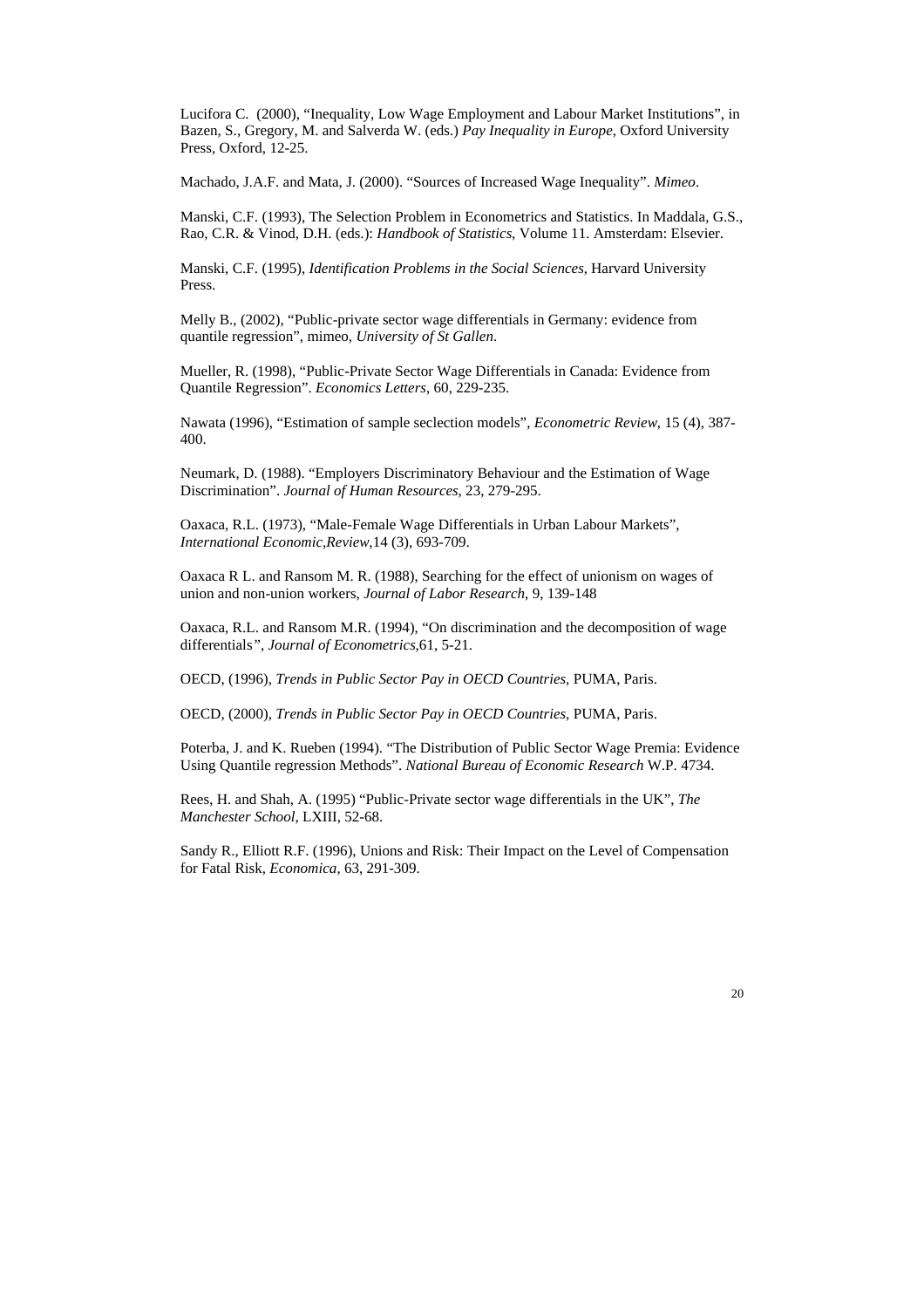Lucifora C. (2000), "Inequality, Low Wage Employment and Labour Market Institutions", in Bazen, S., Gregory, M. and Salverda W. (eds.) *Pay Inequality in Europe*, Oxford University Press, Oxford, 12-25.

Machado, J.A.F. and Mata, J. (2000). "Sources of Increased Wage Inequality". *Mimeo*.

Manski, C.F. (1993), The Selection Problem in Econometrics and Statistics. In Maddala, G.S., Rao, C.R. & Vinod, D.H. (eds.): *Handbook of Statistics*, Volume 11. Amsterdam: Elsevier.

Manski, C.F. (1995), *Identification Problems in the Social Sciences*, Harvard University Press.

Melly B., (2002), "Public-private sector wage differentials in Germany: evidence from quantile regression", mimeo, *University of St Gallen*.

Mueller, R. (1998), "Public-Private Sector Wage Differentials in Canada: Evidence from Quantile Regression". *Economics Letters*, 60, 229-235.

Nawata (1996), "Estimation of sample seclection models", *Econometric Review*, 15 (4), 387-400.

Neumark, D. (1988). "Employers Discriminatory Behaviour and the Estimation of Wage Discrimination". *Journal of Human Resources*, 23, 279-295.

Oaxaca, R.L. (1973), "Male-Female Wage Differentials in Urban Labour Markets", *International Economic,Review*,14 (3), 693-709.

Oaxaca R L. and Ransom M. R. (1988), Searching for the effect of unionism on wages of union and non-union workers, *Journal of Labor Research*, 9, 139-148

Oaxaca, R.L. and Ransom M.R. (1994), "On discrimination and the decomposition of wage differentials", *Journal of Econometrics*,61, 5-21.

OECD, (1996), *Trends in Public Sector Pay in OECD Countries*, PUMA, Paris.

OECD, (2000), *Trends in Public Sector Pay in OECD Countries*, PUMA, Paris.

Poterba, J. and K. Rueben (1994). "The Distribution of Public Sector Wage Premia: Evidence Using Quantile regression Methods". *National Bureau of Economic Research* W.P. 4734.

Rees, H. and Shah, A. (1995) "Public-Private sector wage differentials in the UK", *The Manchester School*, LXIII, 52-68.

Sandy R., Elliott R.F. (1996), Unions and Risk: Their Impact on the Level of Compensation for Fatal Risk, *Economica*, 63, 291-309.